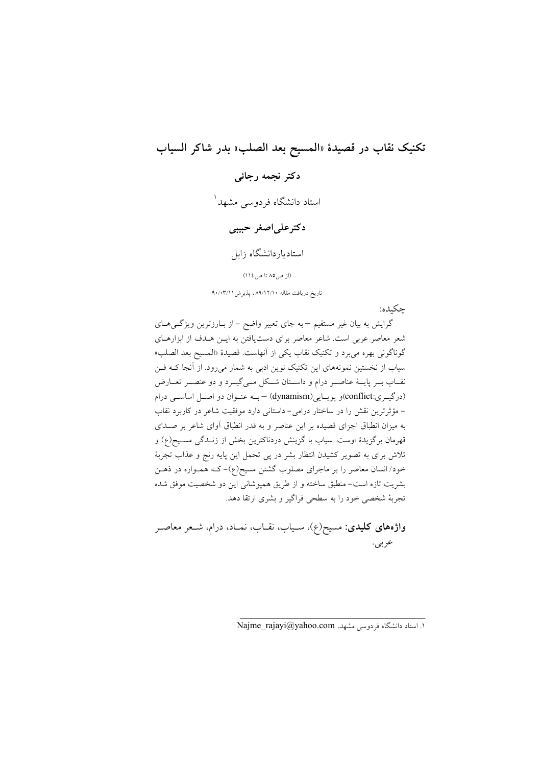# تکنیک نقاب در قصیدهٔ «المسیح بعد الصلب» بدر شاکر السیاب

**دکتر نجمه رجائی**

استاد دانشگاه فردوسی مشهد[1]

**دکترعلی‌اصغر حبیبی**

استادیاردانشگاه زابل

(از ص۸۵ تا ص۱۱٤)

تاریخ دریافت مقاله ۸۹/۱۲/۱۰ ، پذیرش ۹۰/۰۳/۱۱

چکیده:

گرایش به بیان غیر مستقیم – به جای تعبیر واضح – از بارزترین ویژگی‌های شعر معاصر عربی است. شاعر معاصر برای دست‌یافتن به این هدف از ابزارهای گوناگونی بهره می‌برد و تکنیک نقاب یکی از آنهاست. قصیدهٔ «المسیح بعد الصلب» سیاب از نخستین نمونه‌های این تکنیک نوین ادبی به شمار می‌رود. از آنجا که فن نقاب بر پایهٔ عناصر درام و داستان شکل می‌گیرد و دو عنصر تعارض (درگیری:conflict)و پویایی(dynamism) – به عنوان دو اصل اساسی درام – مؤثرترین نقش را در ساختار درامی- داستانی دارد موفقیت شاعر در کاربرد نقاب به میزان انطباق اجزای قصیده بر این عناصر و به قدر انطباق آوای شاعر بر صدای قهرمان برگزیدهٔ اوست. سیاب با گزینش دردناکترین بخش از زندگی مسیح(ع) و تلاش برای به تصویر کشیدن انتظار بشر در پی تحمل این پایه رنج و عذاب تجربهٔ خود/ انسان معاصر را بر ماجرای مصلوب گشتن مسیح(ع)- که همواره در ذهن بشریت تازه است- منطبق ساخته و از طریق همپوشانی این دو شخصیت موفق شده تجربهٔ شخصی خود را به سطحی فراگیر و بشری ارتقا دهد.

**واژه‌های کلیدی:** مسیح(ع)، سیاب، نقاب، نماد، درام، شعر معاصر عربی.

---

۱. استاد دانشگاه فردوسی مشهد. Najme_rajayi@yahoo.com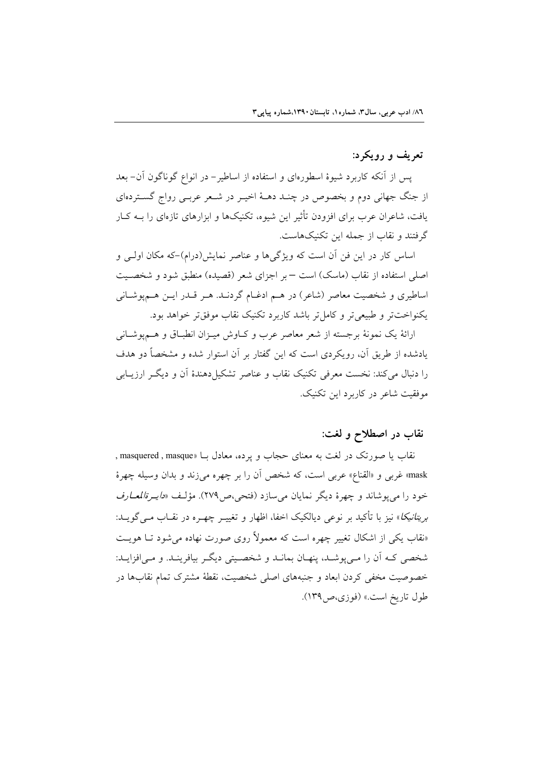## تعریف و رویکرد:

پس از آنکه کاربرد شیوهٔ اسطوره‌ای و استفاده از اساطیر– در انواع گوناگون آن– بعد از جنگ جهانی دوم و بخصوص در چند دههٔ اخیر در شعر عربی رواج گسترده‌ای یافت، شاعران عرب برای افزودن تأثیر این شیوه، تکنیک‌ها و ابزارهای تازه‌ای را به کار گرفتند و نقاب از جمله این تکنیک‌هاست.

اساس کار در این فن آن است که ویژگی‌ها و عناصر نمایش(درام)–که مکان اولی و اصلی استفاده از نقاب (ماسک) است – بر اجزای شعر (قصیده) منطبق شود و شخصیت اساطیری و شخصیت معاصر (شاعر) در هم ادغام گردند. هر قدر این هم‌پوشانی یکنواخت‌تر و طبیعی‌تر و کامل‌تر باشد کاربرد تکنیک نقاب موفق‌تر خواهد بود.

ارائهٔ یک نمونهٔ برجسته از شعر معاصر عرب و کاوش میزان انطباق و هم‌پوشانی یادشده از طریق آن، رویکردی است که این گفتار بر آن استوار شده و مشخصاً دو هدف را دنبال می‌کند: نخست معرفی تکنیک نقاب و عناصر تشکیل‌دهندهٔ آن و دیگر ارزیابی موفقیت شاعر در کاربرد این تکنیک.

## نقاب در اصطلاح و لغت:

نقاب یا صورتک در لغت به معنای حجاب و پرده، معادل با «masquered , masque , mask» غربی و «القناع» عربی است، که شخص آن را بر چهره می‌زند و بدان وسیله چهرهٔ خود را می‌پوشاند و چهرهٔ دیگر نمایان می‌سازد (فتحی،ص۲۷۹). مؤلف «*دایرةالمعارف بریتانیکا*» نیز با تأکید بر نوعی دیالکیک اخفا، اظهار و تغییر چهره در نقاب می‌گوید: «نقاب یکی از اشکال تغییر چهره است که معمولاً روی صورت نهاده می‌شود تا هویت شخصی که آن را می‌پوشد، پنهان بماند و شخصیتی دیگر بیافرینند. و می‌افزاید: خصوصیت مخفی کردن ابعاد و جنبه‌های اصلی شخصیت، نقطهٔ مشترک تمام نقاب‌ها در طول تاریخ است.» (فوزی،ص۱۳۹).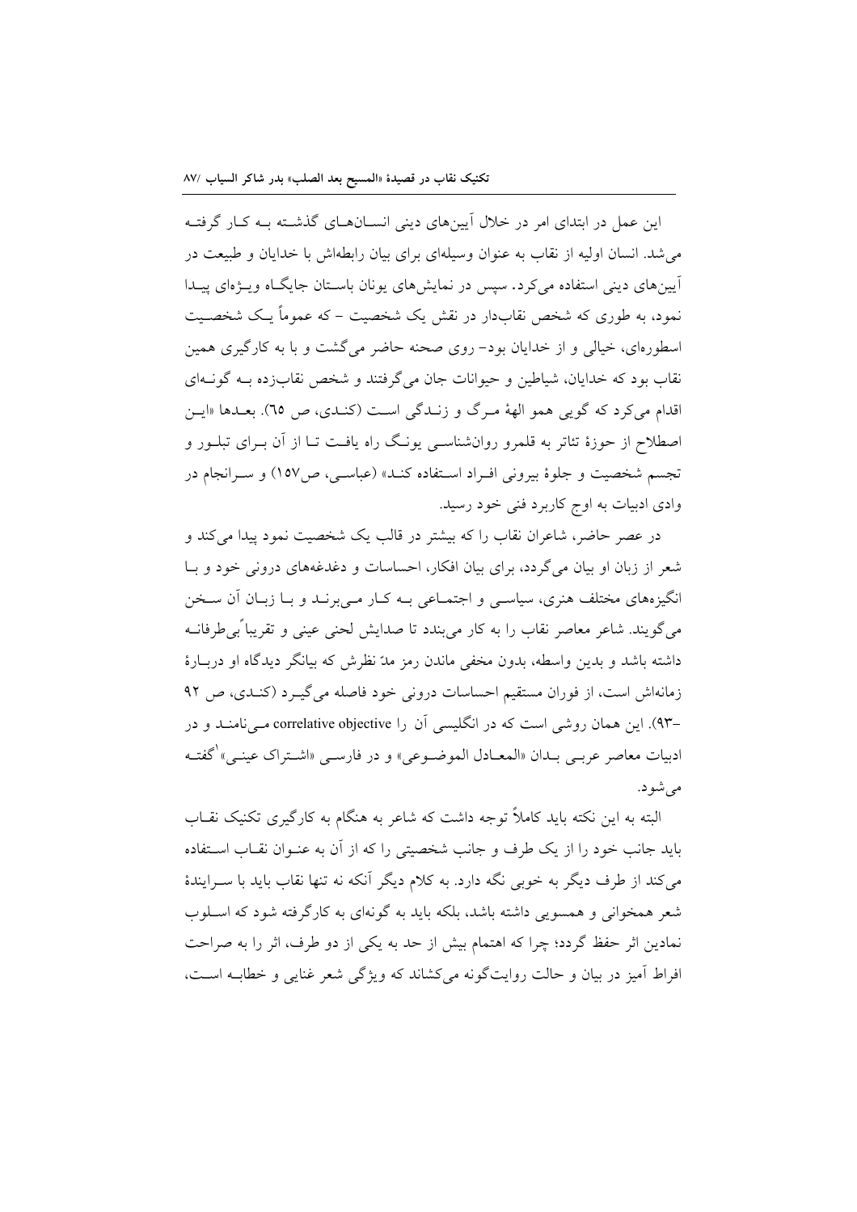این عمل در ابتدای امر در خلال آیین‌های دینی انسان‌های گذشته به کار گرفته می‌شد. انسان اولیه از نقاب به عنوان وسیله‌ای برای بیان رابطه‌اش با خدایان و طبیعت در آیین‌های دینی استفاده می‌کرد. سپس در نمایش‌های یونان باستان جایگاه ویژه‌ای پیدا نمود، به طوری که شخص نقاب‌دار در نقش یک شخصیت – که عموماً یک شخصیت اسطوره‌ای، خیالی و از خدایان بود– روی صحنه حاضر می‌گشت و با به کارگیری همین نقاب بود که خدایان، شیاطین و حیوانات جان می‌گرفتند و شخص نقاب‌زده به گونه‌ای اقدام می‌کرد که گویی همو الههٔ مرگ و زندگی است (کندی، ص ٦٥). بعدها «این اصطلاح از حوزهٔ تئاتر به قلمرو روان‌شناسی یونگ راه یافت تا از آن برای تبلور و تجسم شخصیت و جلوهٔ بیرونی افراد استفاده کند» (عباسی، ص١٥٧) و سرانجام در وادی ادبیات به اوج کاربرد فنی خود رسید.

در عصر حاضر، شاعران نقاب را که بیشتر در قالب یک شخصیت نمود پیدا می‌کند و شعر از زبان او بیان می‌گردد، برای بیان افکار، احساسات و دغدغه‌های درونی خود و با انگیزه‌های مختلف هنری، سیاسی و اجتماعی به کار می‌برند و با زبان آن سخن می‌گویند. شاعر معاصر نقاب را به کار می‌بندد تا صدایش لحنی عینی و تقریباً بی‌طرفانه داشته باشد و بدین واسطه، بدون مخفی ماندن رمز مدّ نظرش که بیانگر دیدگاه او دربارهٔ زمانه‌اش است، از فوران مستقیم احساسات درونی خود فاصله می‌گیرد (کندی، ص ٩٢ –٩٣). این همان روشی است که در انگلیسی آن را correlative objective می‌نامند و در ادبیات معاصر عربی بدان «المعادل الموضوعی» و در فارسی «اشتراک عینی»[١] گفته می‌شود.

البته به این نکته باید کاملاً توجه داشت که شاعر به هنگام به کارگیری تکنیک نقاب باید جانب خود را از یک طرف و جانب شخصیتی را که از آن به عنوان نقاب استفاده می‌کند از طرف دیگر به خوبی نگه دارد. به کلام دیگر آنکه نه تنها نقاب باید با سرایندهٔ شعر همخوانی و همسویی داشته باشد، بلکه باید به گونه‌ای به کارگرفته شود که اسلوب نمادین اثر حفظ گردد؛ چرا که اهتمام بیش از حد به یکی از دو طرف، اثر را به صراحت افراط آمیز در بیان و حالت روایت‌گونه می‌کشاند که ویژگی شعر غنایی و خطابه است،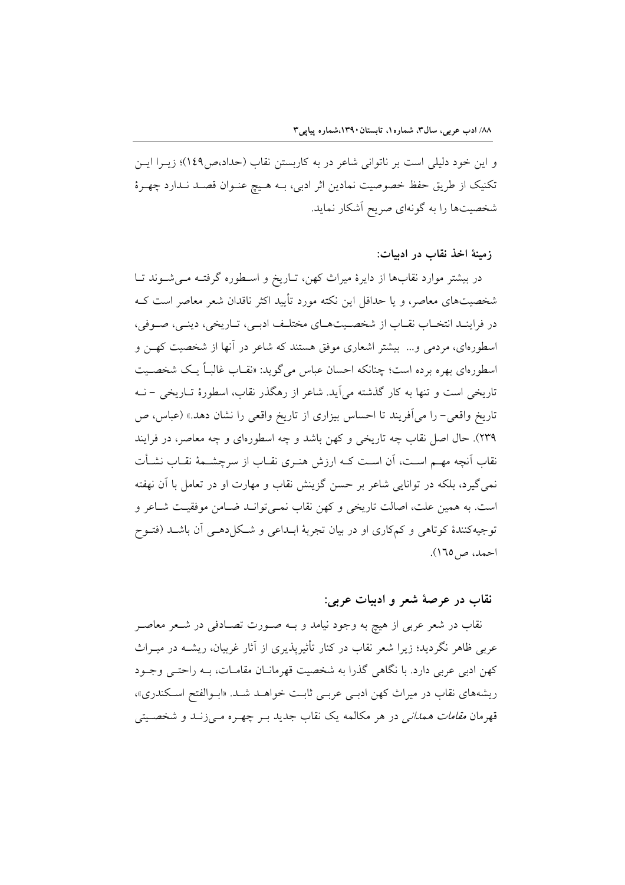و این خود دلیلی است بر ناتوانی شاعر در به کاربستن نقاب (حداد،ص۱٤۹)؛ زیرا این تکنیک از طریق حفظ خصوصیت نمادین اثر ادبی، به هیچ عنوان قصد ندارد چهرهٔ شخصیت‌ها را به گونه‌ای صریح آشکار نماید.

### زمینهٔ اخذ نقاب در ادبیات:

در بیشتر موارد نقاب‌ها از دایرهٔ میراث کهن، تاریخ و اسطوره گرفته می‌شوند تا شخصیت‌های معاصر، و یا حداقل این نکته مورد تأیید اکثر ناقدان شعر معاصر است که در فرایند انتخاب نقاب از شخصیت‌های مختلف ادبی، تاریخی، دینی، صوفی، اسطوره‌ای، مردمی و... بیشتر اشعاری موفق هستند که شاعر در آنها از شخصیت کهن و اسطوره‌ای بهره برده است؛ چنانکه احسان عباس می‌گوید: «نقاب غالباً یک شخصیت تاریخی است و تنها به کار گذشته می‌آید. شاعر از رهگذر نقاب، اسطورهٔ تاریخی – نه تاریخ واقعی- را می‌آفریند تا احساس بیزاری از تاریخ واقعی را نشان دهد.» (عباس، ص ۲۳۹). حال اصل نقاب چه تاریخی و کهن باشد و چه اسطوره‌ای و چه معاصر، در فرایند نقاب آنچه مهم است، آن است که ارزش هنری نقاب از سرچشمهٔ نقاب نشأت نمی‌گیرد، بلکه در توانایی شاعر بر حسن گزینش نقاب و مهارت او در تعامل با آن نهفته است. به همین علت، اصالت تاریخی و کهن نقاب نمی‌تواند ضامن موفقیت شاعر و توجیه‌کنندهٔ کوتاهی و کم‌کاری او در بیان تجربهٔ ابداعی و شکل‌دهی آن باشد (فتوح احمد، ص١٦٥).

### نقاب در عرصهٔ شعر و ادبیات عربی:

نقاب در شعر عربی از هیچ به وجود نیامد و به صورت تصادفی در شعر معاصر عربی ظاهر نگردید؛ زیرا شعر نقاب در کنار تأثیرپذیری از آثار غربیان، ریشه در میراث کهن ادبی عربی دارد. با نگاهی گذرا به شخصیت قهرمانان مقامات، به راحتی وجود ریشه‌های نقاب در میراث کهن ادبی عربی ثابت خواهد شد. «ابوالفتح اسکندری»، قهرمان *مقامات همدانی* در هر مکالمه یک نقاب جدید بر چهره می‌زند و شخصیتی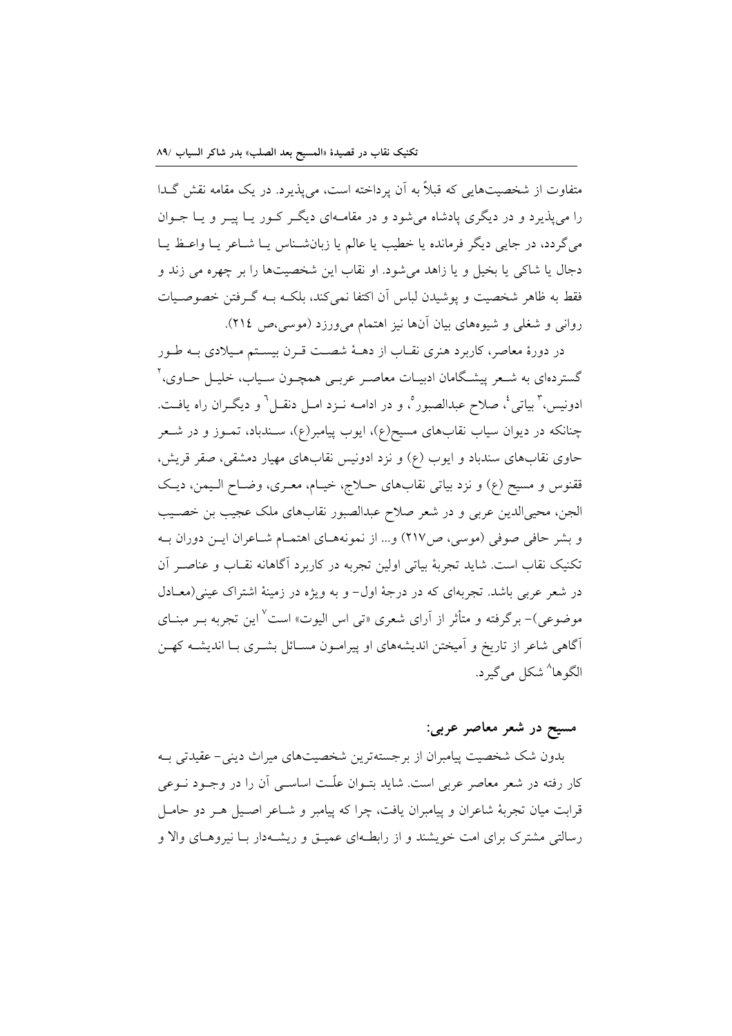متفاوت از شخصیت‌هایی که قبلاً به آن پرداخته است، می‌پذیرد. در یک مقامه نقش گدا را می‌پذیرد و در دیگری پادشاه می‌شود و در مقامه‌ای دیگر کور یا پیر و یا جوان می‌گردد، در جایی دیگر فرمانده یا خطیب یا عالم یا زبان‌شناس یا شاعر یا واعظ یا دجال یا شاکی یا بخیل و یا زاهد می‌شود. او نقاب این شخصیت‌ها را بر چهره می زند و فقط به ظاهر شخصیت و پوشیدن لباس آن اکتفا نمی‌کند، بلکه به گرفتن خصوصیات روانی و شغلی و شیوه‌های بیان آن‌ها نیز اهتمام می‌ورزد (موسی،ص ۲۱٤).

در دورهٔ معاصر، کاربرد هنری نقاب از دههٔ شصت قرن بیستم میلادی به طور گسترده‌ای به شعر پیشگامان ادبیات معاصر عربی همچون سیاب، خلیل حاوی،[2] ادونیس،[3] بیاتی[4]، صلاح عبدالصبور[5]، و در ادامه نزد امل دنقل[6] و دیگران راه یافت. چنانکه در دیوان سیاب نقاب‌های مسیح(ع)، ایوب پیامبر(ع)، سندباد، تموز و در شعر حاوی نقاب‌های سندباد و ایوب (ع) و نزد ادونیس نقاب‌های مهیار دمشقی، صقر قریش، ققنوس و مسیح (ع) و نزد بیاتی نقاب‌های حلاج، خیام، معری، وضاح الیمن، دیک الجن، محیی‌الدین عربی و در شعر صلاح عبدالصبور نقاب‌های ملک عجیب بن خصیب و بشر حافی صوفی (موسی، ص۲۱۷) و... از نمونه‌های اهتمام شاعران این دوران به تکنیک نقاب است. شاید تجربهٔ بیاتی اولین تجربه در کاربرد آگاهانه نقاب و عناصر آن در شعر عربی باشد. تجربه‌ای که در درجهٔ اول- و به ویژه در زمینهٔ اشتراک عینی(معادل موضوعی)- برگرفته و متأثر از آرای شعری «تی اس الیوت» است[7] این تجربه بر مبنای آگاهی شاعر از تاریخ و آمیختن اندیشه‌های او پیرامون مسائل بشری با اندیشه کهن الگوها[8] شکل می‌گیرد.

## مسیح در شعر معاصر عربی:

بدون شک شخصیت پیامبران از برجسته‌ترین شخصیت‌های میراث دینی- عقیدتی به کار رفته در شعر معاصر عربی است. شاید بتوان علّت اساسی آن را در وجود نوعی قرابت میان تجربهٔ شاعران و پیامبران یافت، چرا که پیامبر و شاعر اصیل هر دو حامل رسالتی مشترک برای امت خویشند و از رابطه‌ای عمیق و ریشه‌دار با نیروهای والا و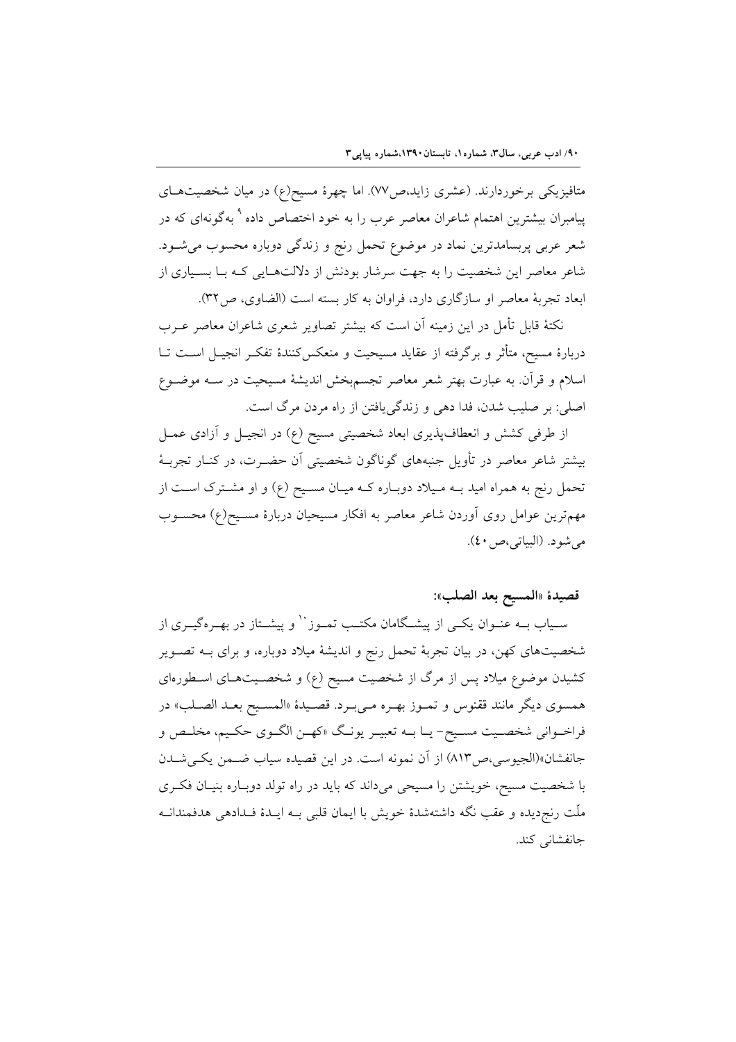متافیزیکی برخوردارند. (عشری زاید،ص۷۷). اما چهرهٔ مسیح(ع) در میان شخصیت‌های پیامبران بیشترین اهتمام شاعران معاصر عرب را به خود اختصاص داده[۹] به‌گونه‌ای که در شعر عربی پربسامدترین نماد در موضوع تحمل رنج و زندگی دوباره محسوب می‌شود. شاعر معاصر این شخصیت را به جهت سرشار بودنش از دلالت‌هایی که با بسیاری از ابعاد تجربهٔ معاصر او سازگاری دارد، فراوان به کار بسته است (الضاوی، ص۳۲).

نکتهٔ قابل تأمل در این زمینه آن است که بیشتر تصاویر شعری شاعران معاصر عرب دربارهٔ مسیح، متأثر و برگرفته از عقاید مسیحیت و منعکس‌کنندهٔ تفکر انجیل است تا اسلام و قرآن. به عبارت بهتر شعر معاصر تجسم‌بخش اندیشهٔ مسیحیت در سه موضوع اصلی: بر صلیب شدن، فدا دهی و زندگی‌یافتن از راه مردن مرگ است.

از طرفی کشش و انعطاف‌پذیری ابعاد شخصیتی مسیح (ع) در انجیل و آزادی عمل بیشتر شاعر معاصر در تأویل جنبه‌های گوناگون شخصیتی آن حضرت، در کنار تجربهٔ تحمل رنج به همراه امید به میلاد دوباره که میان مسیح (ع) و او مشترک است از مهم‌ترین عوامل روی آوردن شاعر معاصر به افکار مسیحیان دربارهٔ مسیح(ع) محسوب می‌شود. (البیاتی،ص۴۰).

### قصیدهٔ «المسیح بعد الصلب»:

سیاب به عنوان یکی از پیشگامان مکتب تموز[۱۰] و پیشتاز در بهره‌گیری از شخصیت‌های کهن، در بیان تجربهٔ تحمل رنج و اندیشهٔ میلاد دوباره، و برای به تصویر کشیدن موضوع میلاد پس از مرگ از شخصیت مسیح (ع) و شخصیت‌های اسطوره‌ای همسوی دیگر مانند ققنوس و تموز بهره می‌برد. قصیدهٔ «المسیح بعد الصلب» در فراخوانی شخصیت مسیح- یا به تعبیر یونگ «کهن الگوی حکیم، مخلص و جانفشان»(الجیوسی،ص۸۱۳) از آن نمونه است. در این قصیده سیاب ضمن یکی‌شدن با شخصیت مسیح، خویشتن را مسیحی می‌داند که باید در راه تولد دوباره بنیان فکری ملّت رنج‌دیده و عقب نگه داشته‌شدهٔ خویش با ایمان قلبی به ایدهٔ فدادهی هدفمندانه جانفشانی کند.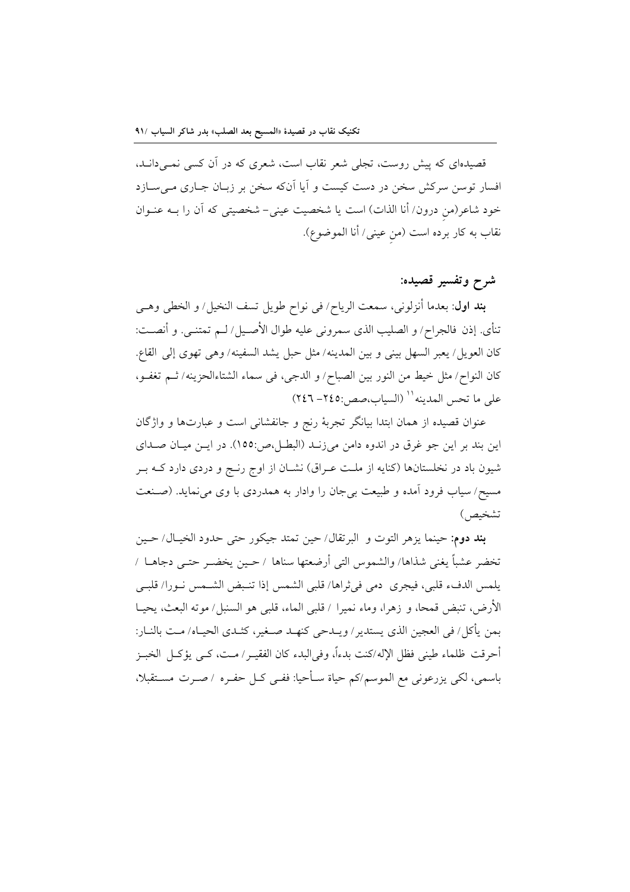قصیده‌ای که پیش روست، تجلی شعر نقاب است، شعری که در آن کسی نمی‌داند، افسار توسن سرکش سخن در دست کیست و آیا آن‌که سخن بر زبان جاری می‌سازد خود شاعر(منِ درون/ أنا الذات) است یا شخصیت عینی- شخصیتی که آن را به عنوان نقاب به کار برده است (منِ عینی/ أنا الموضوع).

## شرح وتفسیر قصیده:

**بند اول**: بعدما أنزلونی، سمعت الریاح/ فی نواح طویل تسف النخیل/ و الخطی وهی تنأی. إذن فالجراح/ و الصلیب الذی سمرونی علیه طوال الأصیل/ لم تمتنی. و أنصت: کان العویل/ یعبر السهل بینی و بین المدینه/ مثل حبل یشد السفینه/ وهی تهوی إلی القاع. کان النواح/ مثل خیط من النور بین الصباح/ و الدجی، فی سماء الشتاءالحزینه/ ثم تغفو، علی ما تحس المدینه[11] (السیاب،صص:۲٤٥- ۲٤٦)

عنوان قصیده از همان ابتدا بیانگر تجربهٔ رنج و جانفشانی است و عبارت‌ها و واژگان این بند بر این جو غرق در اندوه دامن می‌زند (البطل،ص:۱٥٥). در این میان صدای شیون باد در نخلستان‌ها (کنایه از ملت عراق) نشان از اوج رنج و دردی دارد که بر مسیح/ سیاب فرود آمده و طبیعت بی‌جان را وادار به همدردی با وی می‌نماید. (صنعت تشخیص)

**بند دوم**: حینما یزهر التوت و البرتقال/ حین تمتد جیکور حتی حدود الخیال/ حین تخضر عشباً یغنی شذاها/ والشموس التی أرضعتها سناها / حین یخضر حتی دجاها / یلمس الدفء قلبی، فیجری دمی فی‌ثراها/ قلبی الشمس إذا تنبض الشمس نورا/ قلبی الأرض، تنبض قمحا، و زهرا، وماء نمیرا / قلبی الماء، قلبی هو السنبل/ موته البعث، یحیا بمن یأکل/ فی العجین الذی یستدیر/ ویدحی کنهد صغیر، کثدی الحیاه/ مت بالنار: أحرقت ظلماء طینی فظل الإله/کنت بدءاً، وفی‌البدء کان الفقیر/ مت، کی یؤکل الخبز باسمی، لکی یزرعونی مع الموسم/کم حیاة سأحیا: ففی کل حفره / صرت مستقبلا،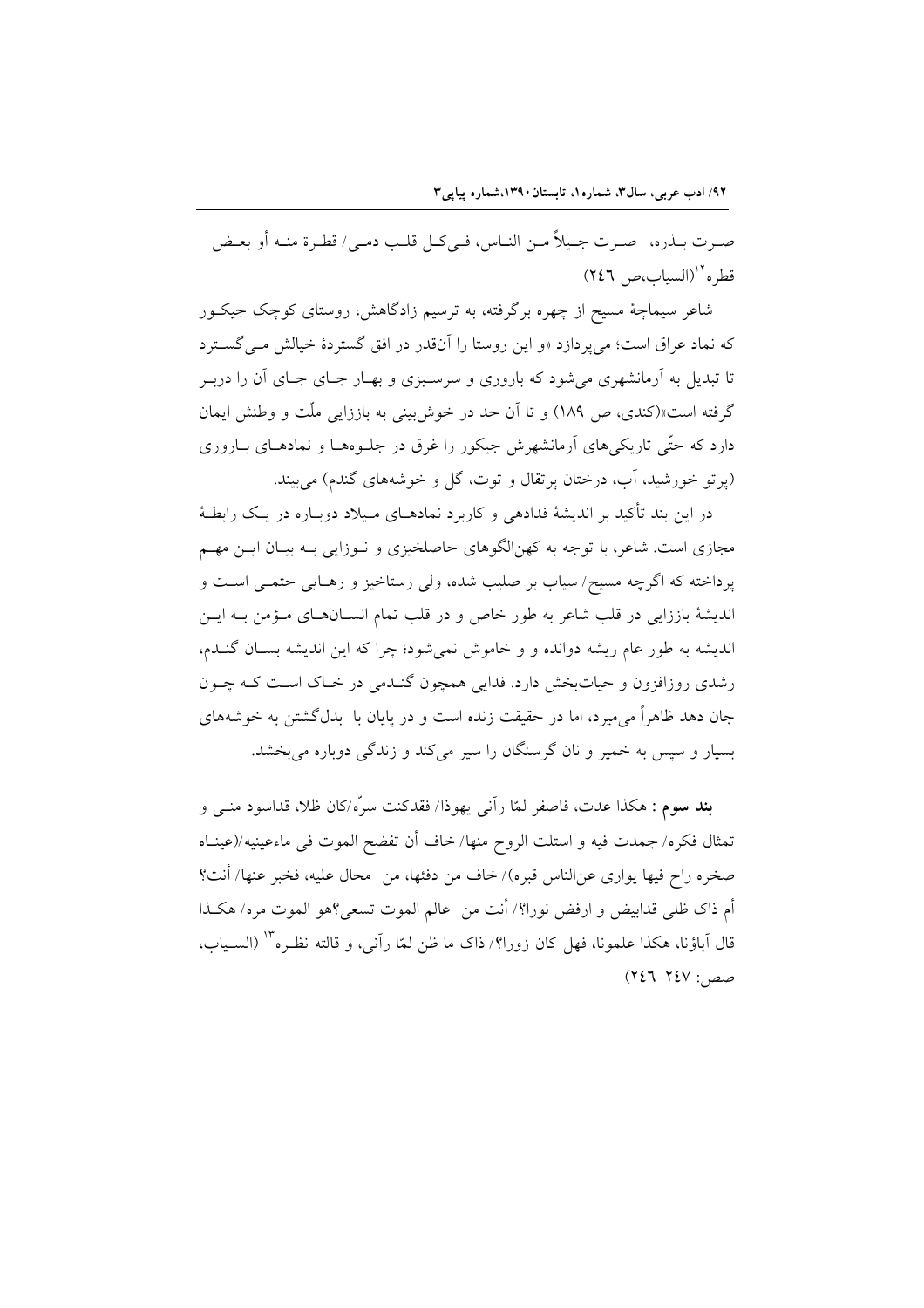صرت بذره، صرت جيلاً من الناس، في‌كل قلب دمي/ قطرة منه أو بعض قطره[12](السياب،ص ٢٤٦)

شاعر سیماچهٔ مسیح از چهره برگرفته، به ترسیم زادگاهش، روستای کوچک جیکور که نماد عراق است؛ می‌پردازد «و این روستا را آن‌قدر در افق گستردهٔ خیالش می‌گسترد تا تبدیل به آرمانشهری می‌شود که باروری و سرسبزی و بهار جای جای آن را دربر گرفته است»(کندی، ص ١٨٩) و تا آن حد در خوش‌بینی به باززایی ملّت و وطنش ایمان دارد که حتّی تاریکی‌های آرمانشهرش جیکور را غرق در جلوه‌ها و نمادهای باروری (پرتو خورشید، آب، درختان پرتقال و توت، گل و خوشه‌های گندم) می‌بیند.

در این بند تأکید بر اندیشهٔ فدادهی و کاربرد نمادهای میلاد دوباره در یک رابطهٔ مجازی است. شاعر، با توجه به کهن‌الگوهای حاصلخیزی و نوزایی به بیان این مهم پرداخته که اگرچه مسیح/ سیاب بر صلیب شده، ولی رستاخیز و رهایی حتمی است و اندیشهٔ باززایی در قلب شاعر به طور خاص و در قلب تمام انسان‌های مؤمن به این اندیشه به طور عام ریشه دوانده و خاموش نمی‌شود؛ چرا که این اندیشه بسان گندم، رشدی روزافزون و حیات‌بخش دارد. فدایی همچون گندمی در خاک است که چون جان دهد ظاهراً می‌میرد، اما در حقیقت زنده است و در پایان با بدل‌گشتن به خوشه‌های بسیار و سپس به خمیر و نان گرسنگان را سیر می‌کند و زندگی دوباره می‌بخشد.

**بند سوم :** هكذا عدت، فاصفر لمّا رآني يهوذا/ فقدكنت سرّه/كان ظلا، قداسود مني و تمثال فكره/ جمدت فيه و استلت الروح منها/ خاف أن تفضح الموت في ماءعينيه/(عيناه صخره راح فيها يواري عن‌الناس قبره)/ خاف من دفئها، من محال عليه، فخبر عنها/ أنت؟ أم ذاك ظلي قدابيض و ارفض نورا؟/ أنت من عالم الموت تسعى؟هو الموت مره/ هكذا قال آباؤنا، هكذا علمونا، فهل كان زورا؟/ ذاك ما ظن لمّا رآني، و قالته نظره[13] (السياب، صص: ٢٤٧-٢٤٦)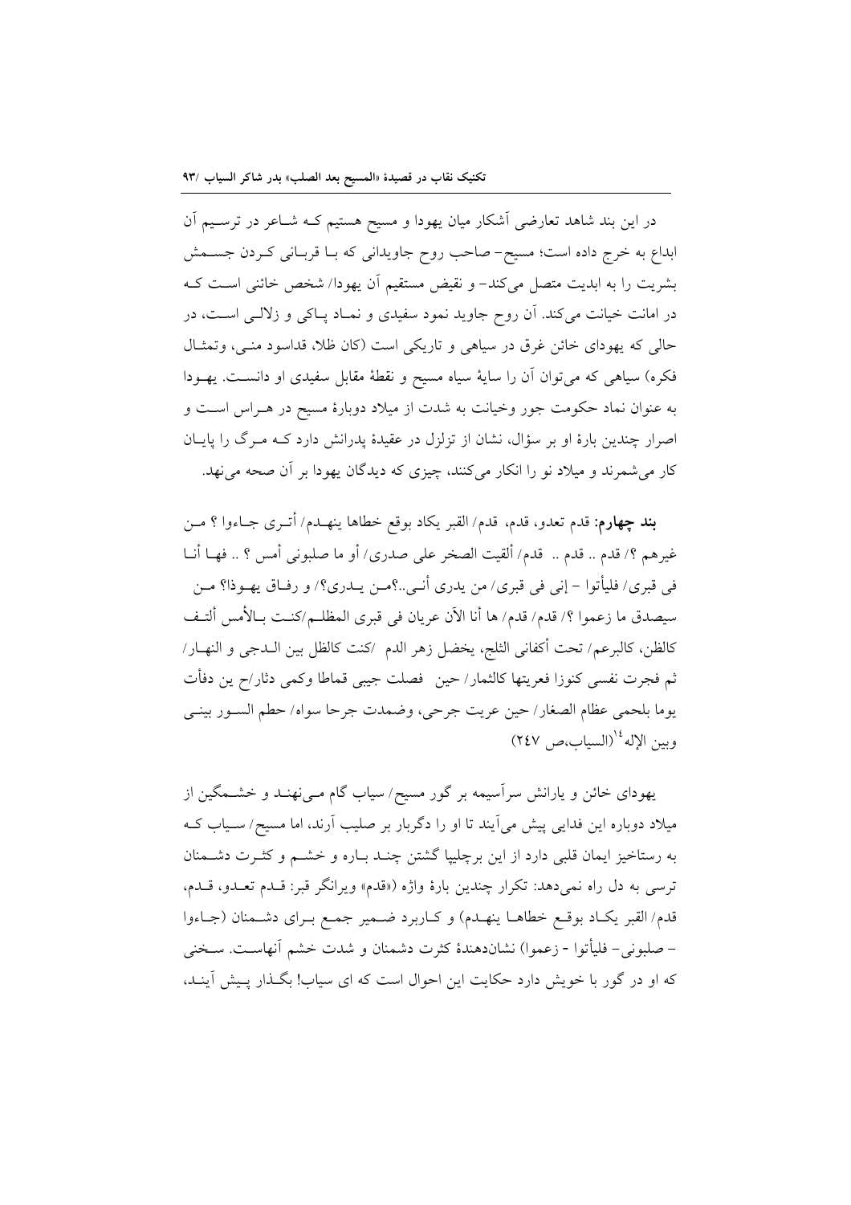در این بند شاهد تعارضی آشکار میان یهودا و مسیح هستیم کـه شـاعر در ترسـیم آن ابداع به خرج داده است؛ مسیح– صاحب روح جاویدانی که بـا قربـانی کـردن جسـمش بشریت را به ابدیت متصل می‌کند– و نقیض مستقیم آن یهودا/ شخص خائنی اسـت کـه در امانت خیانت می‌کند. آن روح جاوید نمود سفیدی و نمـاد پـاکی و زلالـی اسـت، در حالی که یهودای خائن غرق در سیاهی و تاریکی است (کان ظلا، قداسود منـی، وتمثـال فکره) سیاهی که می‌توان آن را سایهٔ سیاه مسیح و نقطهٔ مقابل سفیدی او دانسـت. یهـودا به عنوان نماد حکومت جور وخیانت به شدت از میلاد دوبارهٔ مسیح در هـراس اسـت و اصرار چندین بارهٔ او بر سؤال، نشان از تزلزل در عقیدهٔ پدرانش دارد کـه مـرگ را پایـان کار می‌شمرند و میلاد نو را انکار می‌کنند، چیزی که دیدگان یهودا بر آن صحه می‌نهد.

**بند چهارم:** قدم تعدو، قدم، قدم/ القبر یکاد بوقع خطاها ینهـدم/ أتـری جـاءوا ؟ مـن غیرهم ؟/ قدم .. قدم .. قدم/ ألقیت الصخر علی صدری/ أو ما صلبونی أمس ؟ .. فهـا أنـا فی قبری/ فلیأتوا – إنی فی قبری/ من یدری أنـی..؟مـن یـدری؟/ و رفـاق یهـوذا؟ مـن سیصدق ما زعموا ؟/ قدم/ قدم/ ها أنا الآن عریان فی قبری المظلـم/کنـت بـالأمس ألتـف کالظن، کالبرعم/ تحت أکفانی الثلج، یخضل زهر الدم /کنت کالظل بین الـدجی و النهـار/ ثم فجرت نفسی کنوزا فعریتها کالثمار/ حین فصلت جیبی قماطا وکمی دثار/ح ین دفأت یوما بلحمی عظام الصغار/ حین عریت جرحی، وضمدت جرحا سواه/ حطم السـور بینـی وبین الإله[14](السیاب،ص ۲۴۷)

یهودای خائن و یارانش سرآسیمه بر گور مسیح/ سیاب گام مـی‌نهنـد و خشـمگین از میلاد دوباره این فدایی پیش می‌آیند تا او را دگربار بر صلیب آرند، اما مسیح/ سـیاب کـه به رستاخیز ایمان قلبی دارد از این برچلیپا گشتن چنـد بـاره و خشـم و کثـرت دشـمنان ترسی به دل راه نمی‌دهد: تکرار چندین بارهٔ واژه («قدم» ویرانگر قبر: قـدم تعـدو، قـدم، قدم/ القبر یکـاد بوقـع خطاهـا ینهـدم) و کـاربرد ضـمیر جمـع بـرای دشـمنان (جـاءوا – صلبونی– فلیأتوا - زعموا) نشان‌دهندهٔ کثرت دشمنان و شدت خشم آنهاسـت. سـخنی که او در گور با خویش دارد حکایت این احوال است که ای سیاب! بگـذار پـیش آینـد،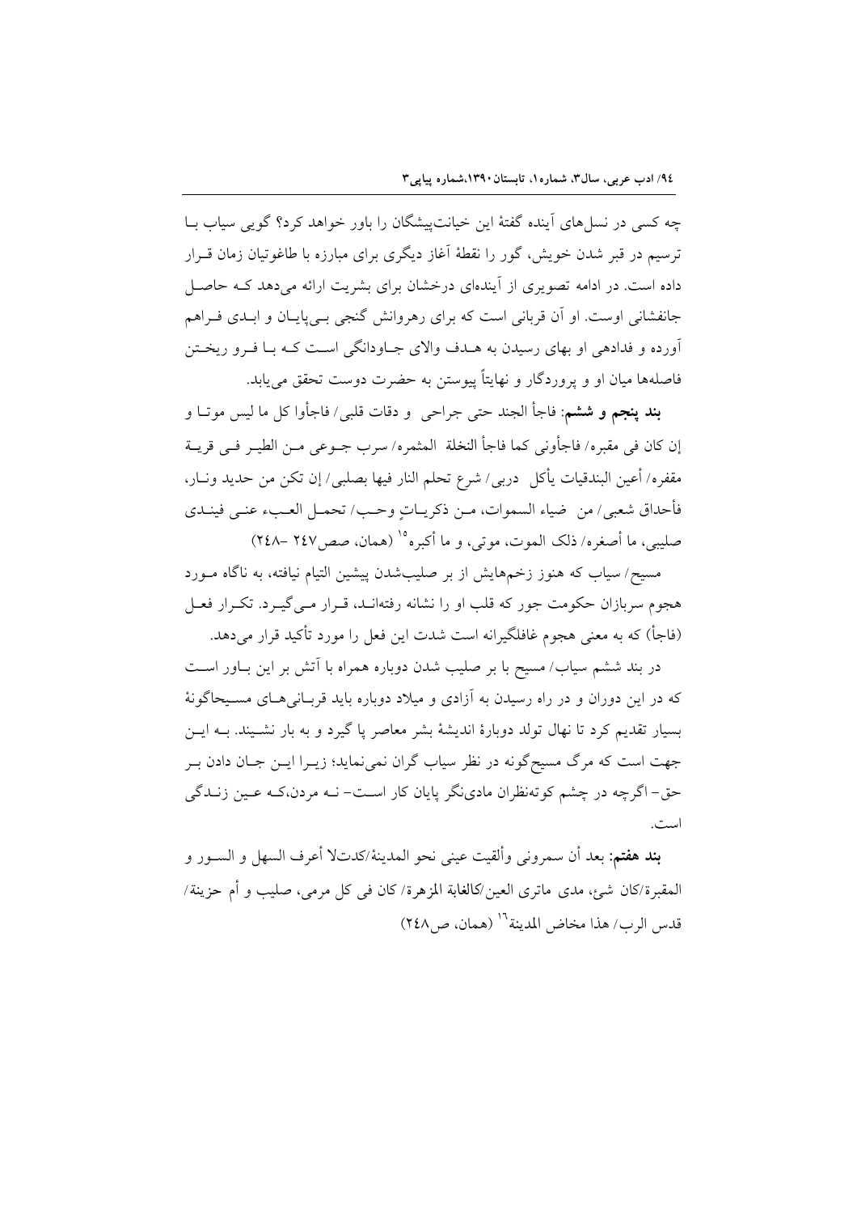چه کسی در نسل‌های آینده گفتهٔ این خیانت‌پیشگان را باور خواهد کرد؟ گویی سیاب با ترسیم در قبر شدن خویش، گور را نقطهٔ آغاز دیگری برای مبارزه با طاغوتیان زمان قرار داده است. در ادامه تصویری از آینده‌ای درخشان برای بشریت ارائه می‌دهد که حاصل جانفشانی اوست. او آن قربانی است که برای رهروانش گنجی بی‌پایان و ابدی فراهم آورده و فدادهی او بهای رسیدن به هدف والای جاودانگی است که با فرو ریختن فاصله‌ها میان او و پروردگار و نهایتاً پیوستن به حضرت دوست تحقق می‌یابد.

**بند پنجم و ششم**: فاجأ الجند حتی جراحی و دقات قلبی/ فاجأوا کل ما لیس موتا و إن کان فی مقبره/ فاجأونی کما فاجأ النخلة المثمره/ سرب جوعی من الطیر فی قریة مقفره/ أعین البندقیات یأکل دربی/ شرع تحلم النار فیها بصلبی/ إن تکن من حدید ونار، فأحداق شعبی/ من ضیاء السموات، من ذکریاتٍ وحب/ تحمل العبء عنی فیندی صلیبی، ما أصغره/ ذلک الموت، موتی، و ما أکبره[15] (همان، صص ۲۴۷ –۲۴۸)

مسیح/ سیاب که هنوز زخم‌هایش از بر صلیب‌شدن پیشین التیام نیافته، به ناگاه مورد هجوم سربازان حکومت جور که قلب او را نشانه رفته‌اند، قرار می‌گیرد. تکرار فعل (فاجأ) که به معنی هجوم غافلگیرانه است شدت این فعل را مورد تأکید قرار می‌دهد.

در بند ششم سیاب/ مسیح با بر صلیب شدن دوباره همراه با آتش بر این باور است که در این دوران و در راه رسیدن به آزادی و میلاد دوباره باید قربانی‌های مسیحاگونهٔ بسیار تقدیم کرد تا نهال تولد دوبارهٔ اندیشهٔ بشر معاصر پا گیرد و به بار نشیند. به این جهت است که مرگ مسیح‌گونه در نظر سیاب گران نمی‌نماید؛ زیرا این جان دادن بر حق- اگرچه در چشم کوته‌نظران مادی‌نگر پایان کار است- نه مردن،که عین زندگی است.

**بند هفتم**: بعد أن سمرونی وألقیت عینی نحو المدینة/کدتلا أعرف السهل و السور و المقبرة/کان شیء، مدی ماتری العین/کالغابة المزهرة/ کان فی کل مرمی، صلیب و أم حزینة/ قدس الرب/ هذا مخاض المدینة[16] (همان، ص۲۴۸)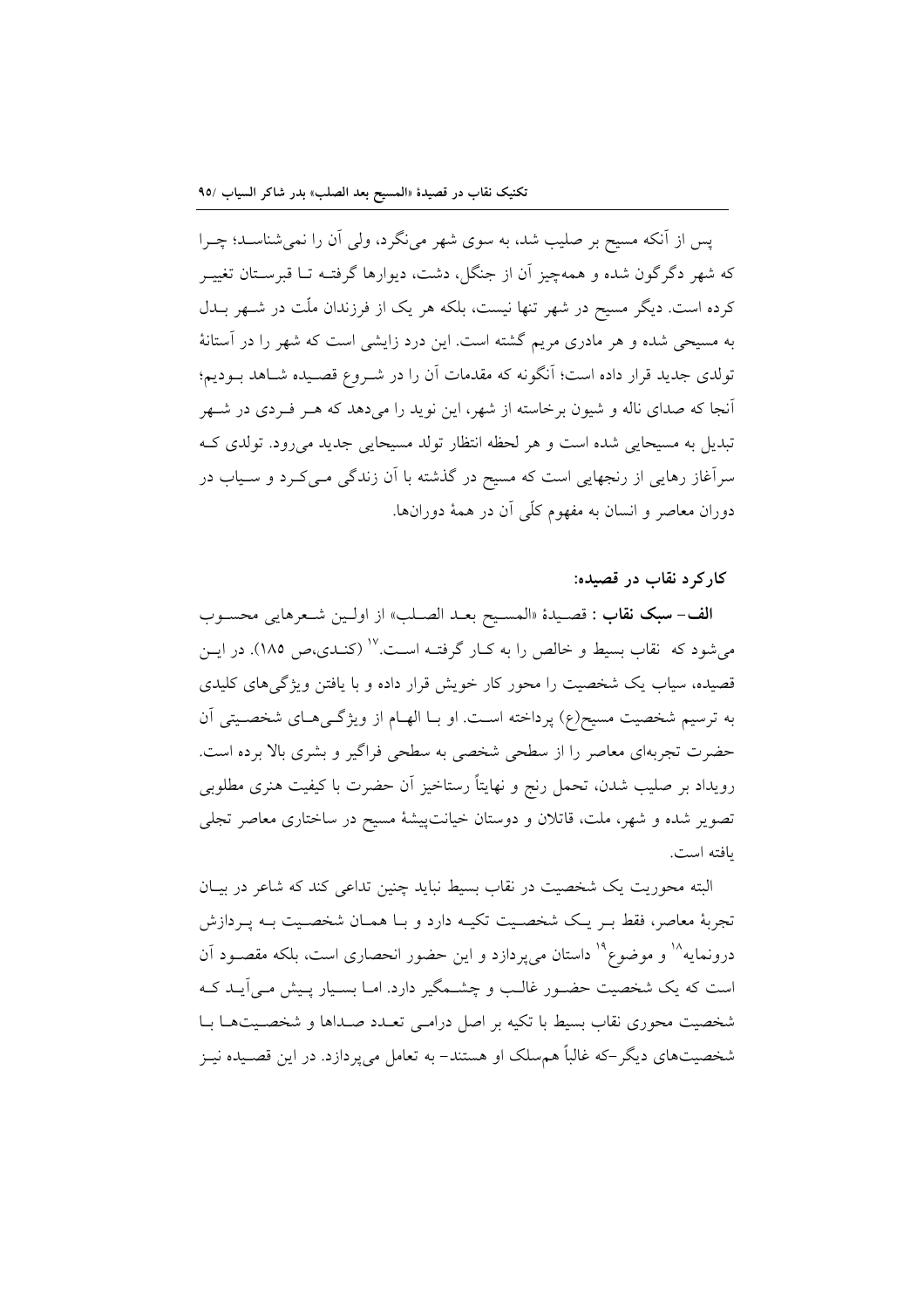پس از آنکه مسیح بر صلیب شد، به سوی شهر می‌نگرد، ولی آن را نمی‌شناسد؛ چرا که شهر دگرگون شده و همه‌چیز آن از جنگل، دشت، دیوارها گرفته تا قبرستان تغییر کرده است. دیگر مسیح در شهر تنها نیست، بلکه هر یک از فرزندان ملّت در شهر بدل به مسیحی شده و هر مادری مریم گشته است. این درد زایشی است که شهر را در آستانهٔ تولدی جدید قرار داده است؛ آنگونه که مقدمات آن را در شروع قصیده شاهد بودیم؛ آنجا که صدای ناله و شیون برخاسته از شهر، این نوید را می‌دهد که هر فردی در شهر تبدیل به مسیحایی شده است و هر لحظه انتظار تولد مسیحایی جدید می‌رود. تولدی که سرآغاز رهایی از رنجهایی است که مسیح در گذشته با آن زندگی می‌کرد و سیاب در دوران معاصر و انسان به مفهوم کلّی آن در همهٔ دوران‌ها.

## کارکرد نقاب در قصیده:

**الف- سبک نقاب :** قصیدهٔ «المسیح بعد الصلب» از اولین شعرهایی محسوب می‌شود که نقاب بسیط و خالص را به کار گرفته است.[17] (کندی،ص ۱۸۵). در این قصیده، سیاب یک شخصیت را محور کار خویش قرار داده و با یافتن ویژگی‌های کلیدی به ترسیم شخصیت مسیح(ع) پرداخته است. او با الهام از ویژگی‌های شخصیتی آن حضرت تجربه‌ای معاصر را از سطحی شخصی به سطحی فراگیر و بشری بالا برده است. رویداد بر صلیب شدن، تحمل رنج و نهایتاً رستاخیز آن حضرت با کیفیت هنری مطلوبی تصویر شده و شهر، ملت، قاتلان و دوستان خیانت‌پیشهٔ مسیح در ساختاری معاصر تجلی یافته است.

البته محوریت یک شخصیت در نقاب بسیط نباید چنین تداعی کند که شاعر در بیان تجربهٔ معاصر، فقط بر یک شخصیت تکیه دارد و با همان شخصیت به پردازش درونمایه[18] و موضوع[19] داستان می‌پردازد و این حضور انحصاری است، بلکه مقصود آن است که یک شخصیت حضور غالب و چشمگیر دارد. اما بسیار پیش می‌آید که شخصیت محوری نقاب بسیط با تکیه بر اصل درامی تعدد صداها و شخصیت‌ها با شخصیت‌های دیگر-که غالباً هم‌سلک او هستند- به تعامل می‌پردازد. در این قصیده نیز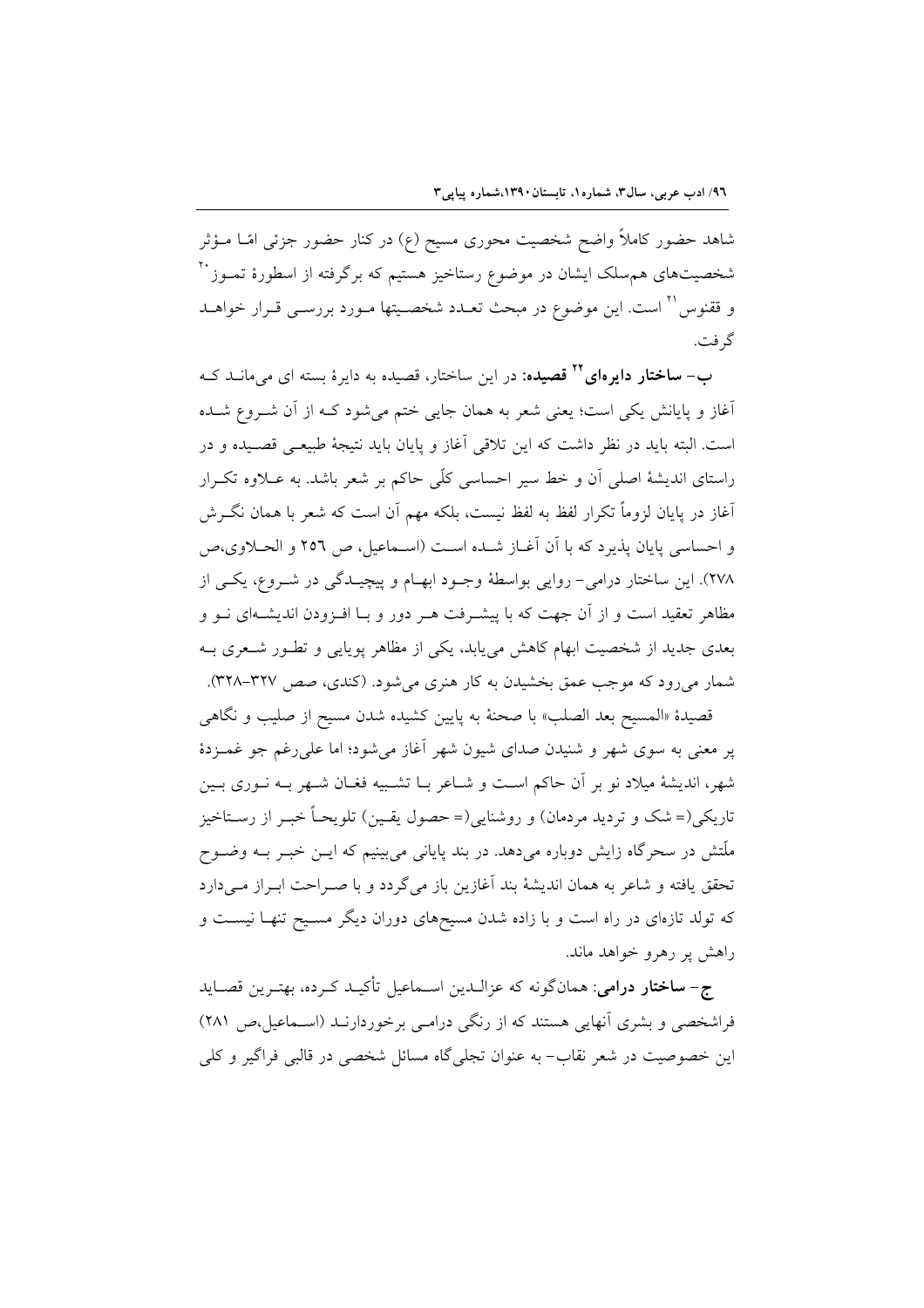شاهد حضور کاملاً واضح شخصیت محوری مسیح (ع) در کنار حضور جزئی امّا مـؤثر شخصیت‌های هم‌سلک ایشان در موضوع رستاخیز هستیم که برگرفته از اسطورۀ تمـوز[20] و ققنوس[21] است. این موضوع در مبحث تعـدد شخصـیتها مـورد بررسـی قـرار خواهـد گرفت.

**ب- ساختار دایره‌ای[22] قصیده:** در این ساختار، قصیده به دایرۀ بسته ای می‌مانـد کـه آغاز و پایانش یکی است؛ یعنی شعر به همان جایی ختم می‌شود کـه از آن شـروع شـده است. البته باید در نظر داشت که این تلاقی آغاز و پایان باید نتیجۀ طبیعـی قصـیده و در راستای اندیشۀ اصلی آن و خط سیر احساسی کلّی حاکم بر شعر باشد. به عـلاوه تکـرار آغاز در پایان لزوماً تکرار لفظ به لفظ نیست، بلکه مهم آن است که شعر با همان نگـرش و احساسی پایان پذیرد که با آن آغـاز شـده اسـت (اسـماعیل، ص ۲۵۶ و الحـلاوی،ص ۲۷۸). این ساختار درامی- روایی بواسطۀ وجـود ابهـام و پیچیـدگی در شـروع، یکـی از مظاهر تعقید است و از آن جهت که با پیشـرفت هـر دور و بـا افـزودن اندیشـه‌ای نـو و بعدی جدید از شخصیت ابهام کاهش می‌یابد، یکی از مظاهر پویایی و تطـور شـعری بـه شمار می‌رود که موجب عمق بخشیدن به کار هنری می‌شود. (کندی، صص ۳۲۷-۳۲۸).

قصیدۀ «المسیح بعد الصلب» با صحنۀ به پایین کشیده شدن مسیح از صلیب و نگاهی پر معنی به سوی شهر و شنیدن صدای شیون شهر آغاز می‌شود؛ اما علی‌رغم جو غمـزدۀ شهر، اندیشۀ میلاد نو بر آن حاکم اسـت و شـاعر بـا تشـبیه فغـان شـهر بـه نـوری بـین تاریکی(= شک و تردید مردمان) و روشنایی(= حصول یقـین) تلویحـاً خبـر از رسـتاخیز ملّتش در سحرگاه زایش دوباره می‌دهد. در بند پایانی می‌بینیم که ایـن خبـر بـه وضـوح تحقق یافته و شاعر به همان اندیشۀ بند آغازین باز می‌گردد و با صـراحت ابـراز مـی‌دارد که تولد تازه‌ای در راه است و با زاده شدن مسیح‌های دوران دیگر مسـیح تنهـا نیسـت و راهش پر رهرو خواهد ماند.

**ج- ساختار درامی:** همان‌گونه که عزالـدین اسـماعیل تأکیـد کـرده، بهتـرین قصـاید فراشخصی و بشری آنهایی هستند که از رنگی درامـی برخوردارنـد (اسـماعیل،ص ۲۸۱) این خصوصیت در شعر نقاب- به عنوان تجلی‌گاه مسائل شخصی در قالبی فراگیر و کلی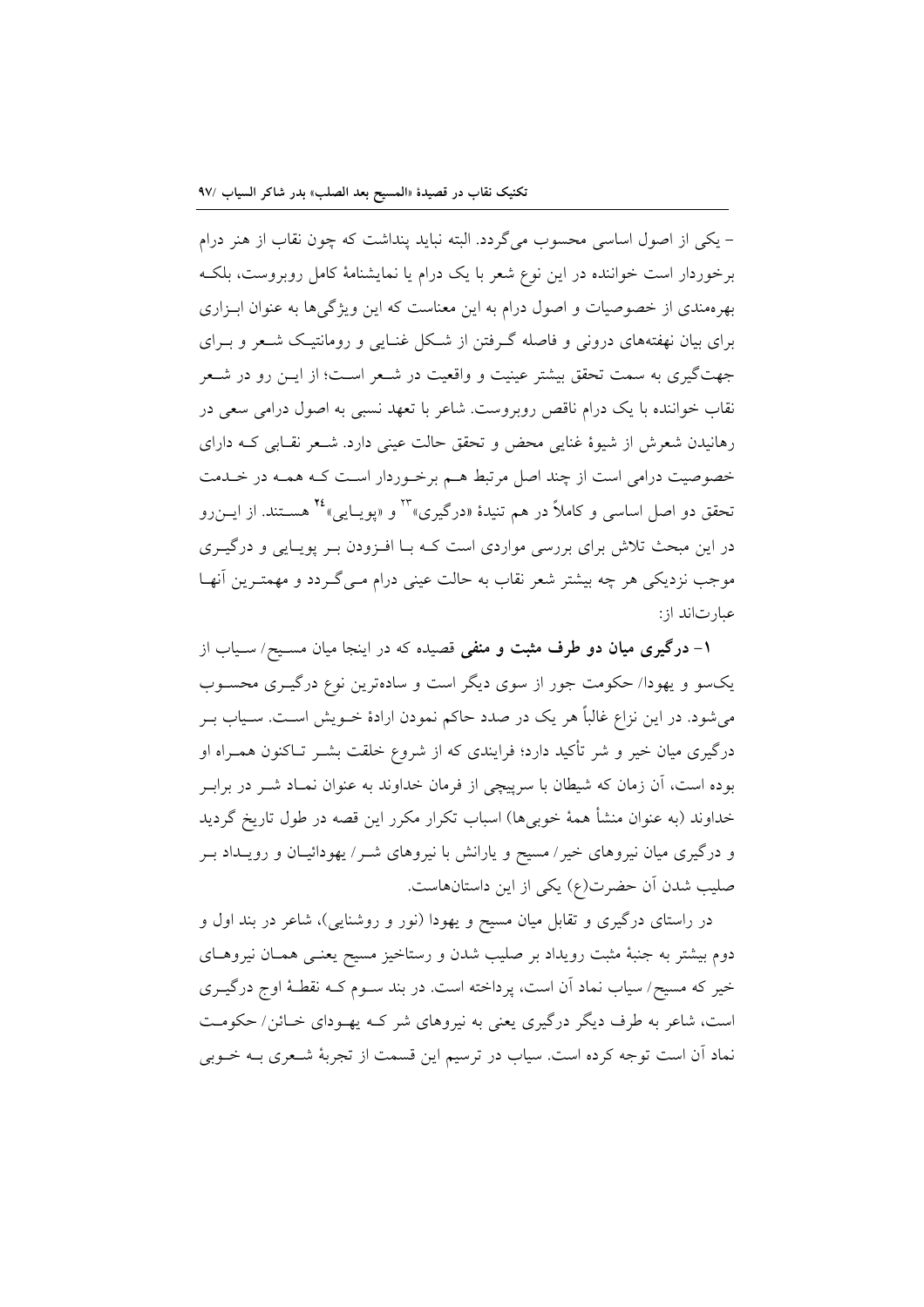– یکی از اصول اساسی محسوب می‌گردد. البته نباید پنداشت که چون نقاب از هنر درام برخوردار است خواننده در این نوع شعر با یک درام یا نمایشنامهٔ کامل روبروست، بلکه بهره‌مندی از خصوصیات و اصول درام به این معناست که این ویژگی‌ها به عنوان ابزاری برای بیان نهفته‌های درونی و فاصله گرفتن از شکل غنایی و رومانتیک شعر و برای جهت‌گیری به سمت تحقق بیشتر عینیت و واقعیت در شعر است؛ از این رو در شعر نقاب خواننده با یک درام ناقص روبروست. شاعر با تعهد نسبی به اصول درامی سعی در رهانیدن شعرش از شیوهٔ غنایی محض و تحقق حالت عینی دارد. شعر نقابی که دارای خصوصیت درامی است از چند اصل مرتبط هم برخوردار است که همه در خدمت تحقق دو اصل اساسی و کاملاً در هم تنیدهٔ «درگیری»[۲۳] و «پویایی»[۲۴] هستند. از این‌رو در این مبحث تلاش برای بررسی مواردی است که با افزودن بر پویایی و درگیری موجب نزدیکی هر چه بیشتر شعر نقاب به حالت عینی درام می‌گردد و مهمترین آنها عبارت‌اند از:

**۱- درگیری میان دو طرف مثبت و منفی** قصیده که در اینجا میان مسیح/ سیاب از یک‌سو و یهودا/ حکومت جور از سوی دیگر است و ساده‌ترین نوع درگیری محسوب می‌شود. در این نزاع غالباً هر یک در صدد حاکم نمودن ارادهٔ خویش است. سیاب بر درگیری میان خیر و شر تأکید دارد؛ فرایندی که از شروع خلقت بشر تاکنون همراه او بوده است، آن زمان که شیطان با سرپیچی از فرمان خداوند به عنوان نماد شر در برابر خداوند (به عنوان منشأ همهٔ خوبی‌ها) اسباب تکرار مکرر این قصه در طول تاریخ گردید و درگیری میان نیروهای خیر/ مسیح و یارانش با نیروهای شر/ یهودائیان و رویداد بر صلیب شدن آن حضرت(ع) یکی از این داستان‌هاست.

در راستای درگیری و تقابل میان مسیح و یهودا (نور و روشنایی)، شاعر در بند اول و دوم بیشتر به جنبهٔ مثبت رویداد بر صلیب شدن و رستاخیز مسیح یعنی همان نیروهای خیر که مسیح/ سیاب نماد آن است، پرداخته است. در بند سوم که نقطهٔ اوج درگیری است، شاعر به طرف دیگر درگیری یعنی به نیروهای شر که یهودای خائن/ حکومت نماد آن است توجه کرده است. سیاب در ترسیم این قسمت از تجربهٔ شعری به خوبی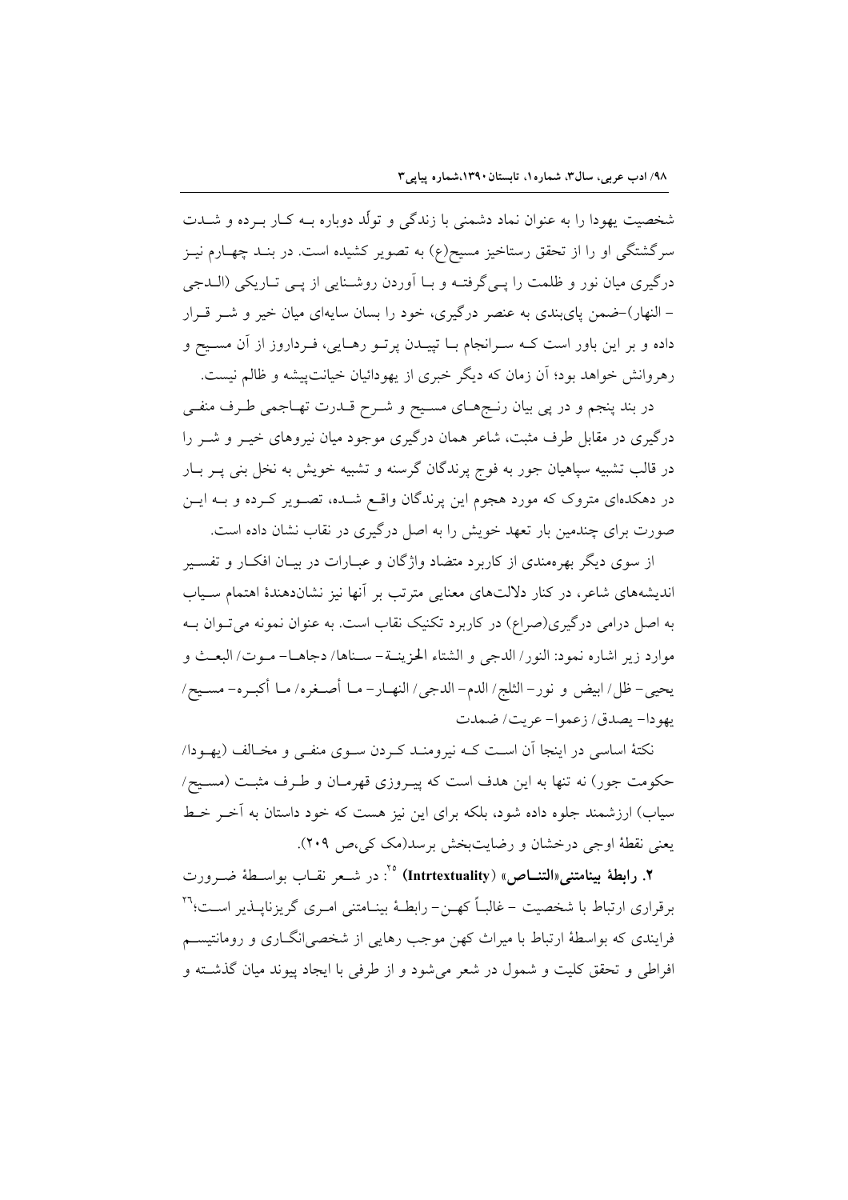شخصیت یهودا را به عنوان نماد دشمنی با زندگی و تولّد دوباره بـه کـار بـرده و شـدت سرگشتگی او را از تحقق رستاخیز مسیح(ع) به تصویر کشیده است. در بنـد چهـارم نیـز درگیری میان نور و ظلمت را پـی‌گرفتـه و بـا آوردن روشـنایی از پـی تـاریکی (الـدجی – النهار)–ضمن پای‌بندی به عنصر درگیری، خود را بسان سایه‌ای میان خیر و شـر قـرار داده و بر این باور است کـه سـرانجام بـا تپیـدن پرتـو رهـایی، فـرداروز از آن مسـیح و رهروانش خواهد بود؛ آن زمان که دیگر خبری از یهودائیان خیانت‌پیشه و ظالم نیست.

در بند پنجم و در پی بیان رنـج‌هـای مسـیح و شـرح قـدرت تهـاجمی طـرف منفـی درگیری در مقابل طرف مثبت، شاعر همان درگیری موجود میان نیروهای خیـر و شـر را در قالب تشبیه سپاهیان جور به فوج پرندگان گرسنه و تشبیه خویش به نخل بنی پـر بـار در دهکده‌ای متروک که مورد هجوم این پرندگان واقـع شـده، تصـویر کـرده و بـه ایـن صورت برای چندمین بار تعهد خویش را به اصل درگیری در نقاب نشان داده است.

از سوی دیگر بهره‌مندی از کاربرد متضاد واژگان و عبـارات در بیـان افکـار و تفسـیر اندیشه‌های شاعر، در کنار دلالت‌های معنایی مترتب بر آنها نیز نشان‌دهندهٔ اهتمام سـیاب به اصل درامی درگیری(صراع) در کاربرد تکنیک نقاب است. به عنوان نمونه می‌تـوان بـه موارد زیر اشاره نمود: النور/ الدجی و الشتاء الحزینـة– سـناها/ دجاهـا– مـوت/ البعـث و یحیی– ظل/ ابیض و نور– الثلج/ الدم– الدجی/ النهـار– مـا أصـغره/ مـا أکبـره– مسـیح/ یهودا– یصدق/ زعموا– عریت/ ضمدت

نکتهٔ اساسی در اینجا آن اسـت کـه نیرومنـد کـردن سـوی منفـی و مخـالف (یهـودا/ حکومت جور) نه تنها به این هدف است که پیـروزی قهرمـان و طـرف مثبـت (مسـیح/ سیاب) ارزشمند جلوه داده شود، بلکه برای این نیز هست که خود داستان به آخـر خـط یعنی نقطهٔ اوجی درخشان و رضایت‌بخش برسد(مک کی،ص ۲۰۹).

**۲. رابطهٔ بینامتنی«التنـاص» (Intrtextuality)** [۲۵]: در شـعر نقـاب بواسـطهٔ ضـرورت برقراری ارتباط با شخصیت – غالبـاً کهـن– رابطـهٔ بینـامتنی امـری گریزناپـذیر اسـت؛[۲۶] فرایندی که بواسطهٔ ارتباط با میراث کهن موجب رهایی از شخصی‌انگـاری و رومانتیسـم افراطی و تحقق کلیت و شمول در شعر می‌شود و از طرفی با ایجاد پیوند میان گذشـته و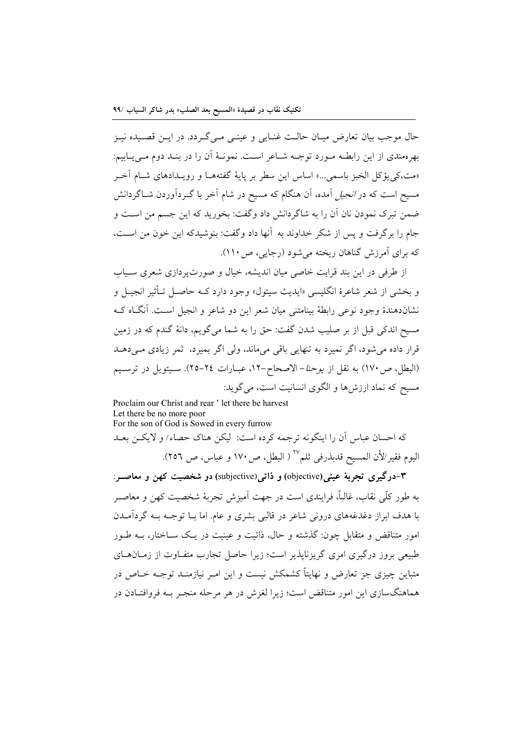حال موجب بیان تعارض میان حالت غنایی و عینی می‌گردد. در این قصیده نیز بهره‌مندی از این رابطه مورد توجه شاعر است. نمونهٔ آن را در بند دوم می‌یابیم: «مت،کی‌یؤکل الخبز باسمی...» اساس این سطر بر پایهٔ گفته‌ها و رویدادهای شام آخر مسیح است که در *انجیل* آمده، آن هنگام که مسیح در شام آخر با گردآوردن شاگردانش ضمن تبرک نمودن نان آن را به شاگردانش داد وگفت: بخورید که این جسم من است و جام را برگرفت و پس از شکر خداوند به آنها داد وگفت: بنوشیدکه این خون من است، که برای آمرزش گناهان ریخته می‌شود (رجایی، ص۱۱۰).

از طرفی در این بند قرابت خاصی میان اندیشه، خیال و صورت‌پردازی شعری سیاب و بخشی از شعر شاعرهٔ انگلیسی «ایدیث سیتول» وجود دارد که حاصل تأثیر انجیل و نشان‌دهندهٔ وجود نوعی رابطهٔ بینامتنی میان شعر این دو شاعر و انجیل است. آنگاه که مسیح اندکی قبل از بر صلیب شدن گفت: حق را به شما می‌گویم، دانهٔ گندم که در زمین قرار داده می‌شود، اگر نمیرد به تنهایی باقی می‌ماند، ولی اگر بمیرد، ثمر زیادی می‌دهد (البطل، ص۱۷۰) به نقل از *یوحنا*– الاصحاح-۱۲، عبارات ۲٤-۲٥). سیتویل در ترسیم مسیح که نماد ارزش‌ها و الگوی انسانیت است، می‌گوید:

Proclaim our Christ and rear ' let there be harvest
Let there be no more poor
For the son of God is Sowed in every furrow

که احسان عباس آن را اینگونه ترجمه کرده است: لیکن هناک حصاء/ و لایکن بعد الیوم فقیر/لأن المسیح قدبذرفی ثلم[27] ( البطل، ص۱۷۰ و عباس، ص ۲٥٦).

**۳-درگیری تجربهٔ عینی(objective) و ذاتی(subjective) دو شخصیت کهن و معاصر:** به طور کلّی نقاب، غالباً، فرایندی است در جهت آمیزش تجربهٔ شخصیت کهن و معاصر با هدف ابراز دغدغه‌های درونی شاعر در قالبی بشری و عام. اما با توجه به گردآمدن امور متناقض و متقابل چون: گذشته و حال، ذاتیت و عینیت در یک ساختار، به طور طبیعی بروز درگیری امری گریزناپذیر است؛ زیرا حاصل تجارب متفاوت از زمان‌های متباین چیزی جز تعارض و نهایتاً کشمکش نیست و این امر نیازمند توجه خاص در هماهنگ‌سازی این امور متناقض است؛ زیرا لغزش در هر مرحله منجر به فروافتادن در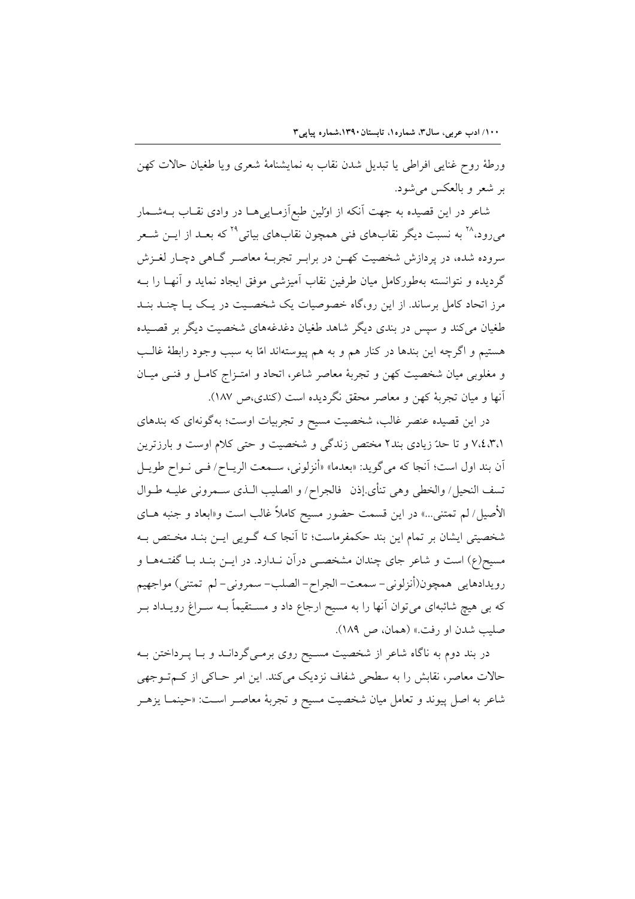ورطهٔ روح غنایی افراطی یا تبدیل شدن نقاب به نمایشنامهٔ شعری ویا طغیان حالات کهن بر شعر و بالعکس می‌شود.

شاعر در این قصیده به جهت آنکه از اوّلین طبع‌آزمایی‌ها در وادی نقاب به‌شمار می‌رود،[28] به نسبت دیگر نقاب‌های فنی همچون نقاب‌های بیاتی[29] که بعد از این شعر سروده شده، در پردازش شخصیت کهن در برابر تجربهٔ معاصر گاهی دچار لغزش گردیده و نتوانسته به‌طورکامل میان طرفین نقاب آمیزشی موفق ایجاد نماید و آنها را به مرز اتحاد کامل برساند. از این رو،گاه خصوصیات یک شخصیت در یک یا چند بند طغیان می‌کند و سپس در بندی دیگر شاهد طغیان دغدغه‌های شخصیت دیگر بر قصیده هستیم و اگرچه این بندها در کنار هم و به هم پیوسته‌اند امّا به سبب وجود رابطهٔ غالب و مغلوبی میان شخصیت کهن و تجربهٔ معاصر شاعر، اتحاد و امتزاج کامل و فنی میان آنها و میان تجربهٔ کهن و معاصر محقق نگردیده است (کندی،ص ۱۸۷).

در این قصیده عنصر غالب، شخصیت مسیح و تجربیات اوست؛ به‌گونه‌ای که بندهای ۷،٤،۳،۱ و تا حدّ زیادی بند۲ مختص زندگی و شخصیت و حتی کلام اوست و بارزترین آن بند اول است؛ آنجا که می‌گوید: «بعدما» «أنزلوني، سمعت الرياح/ في نواح طويل تسف النخيل/ والخطى وهي تنأى.إذن فالجراح/ و الصليب الذي سمروني عليه طوال الأصيل/ لم تمتني...» در این قسمت حضور مسیح کاملاً غالب است و«ابعاد و جنبه های شخصیتی ایشان بر تمام این بند حکمفرماست؛ تا آنجا که گویی این بند مختص به مسیح(ع) است و شاعر جای چندان مشخصی درآن ندارد. در این بند با گفته‌ها و رویدادهایی همچون(أنزلوني- سمعت- الجراح- الصلب- سمروني- لم تمتني) مواجهیم که بی هیچ شائبه‌ای می‌توان آنها را به مسیح ارجاع داد و مستقیماً به سراغ رویداد بر صلیب شدن او رفت.» (همان، ص ۱۸۹).

در بند دوم به ناگاه شاعر از شخصیت مسیح روی برمی‌گرداند و با پرداختن به حالات معاصر، نقابش را به سطحی شفاف نزدیک می‌کند. این امر حاکی از کم‌توجهی شاعر به اصل پیوند و تعامل میان شخصیت مسیح و تجربهٔ معاصر است: «حينما يزهر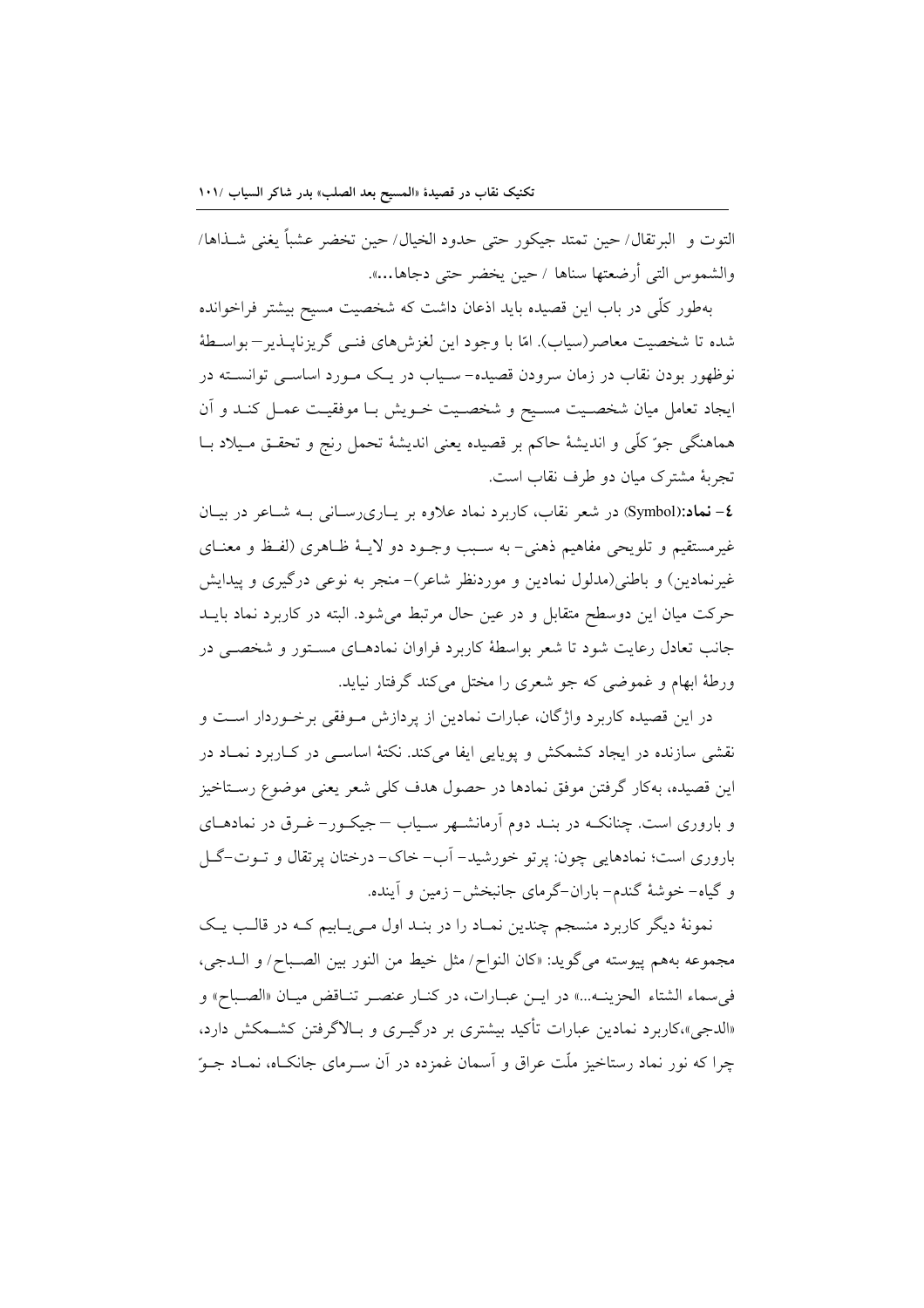التوت و البرتقال/ حين تمتد جيكور حتى حدود الخيال/ حين تخضر عشباً يغنى شـذاها/ والشموس التى أرضعتها سناها / حين يخضر حتى دجاها...».

به‌طور کلّی در باب این قصیده باید اذعان داشت که شخصیت مسیح بیشتر فراخوانده شده تا شخصیت معاصر(سیاب). امّا با وجود این لغزش‌های فنـی گریزناپـذیر– بواسـطهٔ نوظهور بودن نقاب در زمان سرودن قصیده– سـیاب در یـک مـورد اساسـی توانسـته در ایجاد تعامل میان شخصـیت مسـیح و شخصـیت خـویش بـا موفقیـت عمـل کنـد و آن هماهنگی جوّ کلّی و اندیشهٔ حاکم بر قصیده یعنی اندیشهٔ تحمل رنج و تحقـق مـیلاد بـا تجربهٔ مشترک میان دو طرف نقاب است.

**٤– نماد:**(Symbol) در شعر نقاب، کاربرد نماد علاوه بر یـاری‌رسـانی بـه شـاعر در بیـان غیرمستقیم و تلویحی مفاهیم ذهنی– به سـبب وجـود دو لایـهٔ ظـاهری (لفـظ و معنـای غیرنمادین) و باطنی(مدلول نمادین و موردنظر شاعر)– منجر به نوعی درگیری و پیدایش حرکت میان این دوسطح متقابل و در عین حال مرتبط می‌شود. البته در کاربرد نماد بایـد جانب تعادل رعایت شود تا شعر بواسطهٔ کاربرد فراوان نمادهـای مسـتور و شخصـی در ورطهٔ ابهام و غموضی که جو شعری را مختل می‌کند گرفتار نیاید.

در این قصیده کاربرد واژگان، عبارات نمادین از پردازش مـوفقی برخـوردار اسـت و نقشی سازنده در ایجاد کشمکش و پویایی ایفا می‌کند. نکتهٔ اساسـی در کـاربرد نمـاد در این قصیده، به‌کار گرفتن موفق نمادها در حصول هدف کلی شعر یعنی موضوع رسـتاخیز و باروری است. چنانکـه در بنـد دوم آرمانشـهر سـیاب – جیکـور– غـرق در نمادهـای باروری است؛ نمادهایی چون: پرتو خورشید– آب– خاک– درختان پرتقال و تـوت–گـل و گیاه– خوشهٔ گندم– باران–گرمای جانبخش– زمین و آینده.

نمونهٔ دیگر کاربرد منسجم چندین نمـاد را در بنـد اول مـی‌یـابیم کـه در قالـب یـک مجموعه به‌هم پیوسته می‌گوید: «کان النواح/ مثل خیط من النور بین الصـباح/ و الـدجی، فی‌سماء الشتاء الحزینـه...» در ایـن عبـارات، در کنـار عنصـر تنـاقض میـان «الصـباح» و «الدجی»،کاربرد نمادین عبارات تأکید بیشتری بر درگیـری و بـالاگرفتن کشـمکش دارد، چرا که نور نماد رستاخیز ملّت عراق و آسمان غمزده در آن سـرمای جانکـاه، نمـاد جـوّ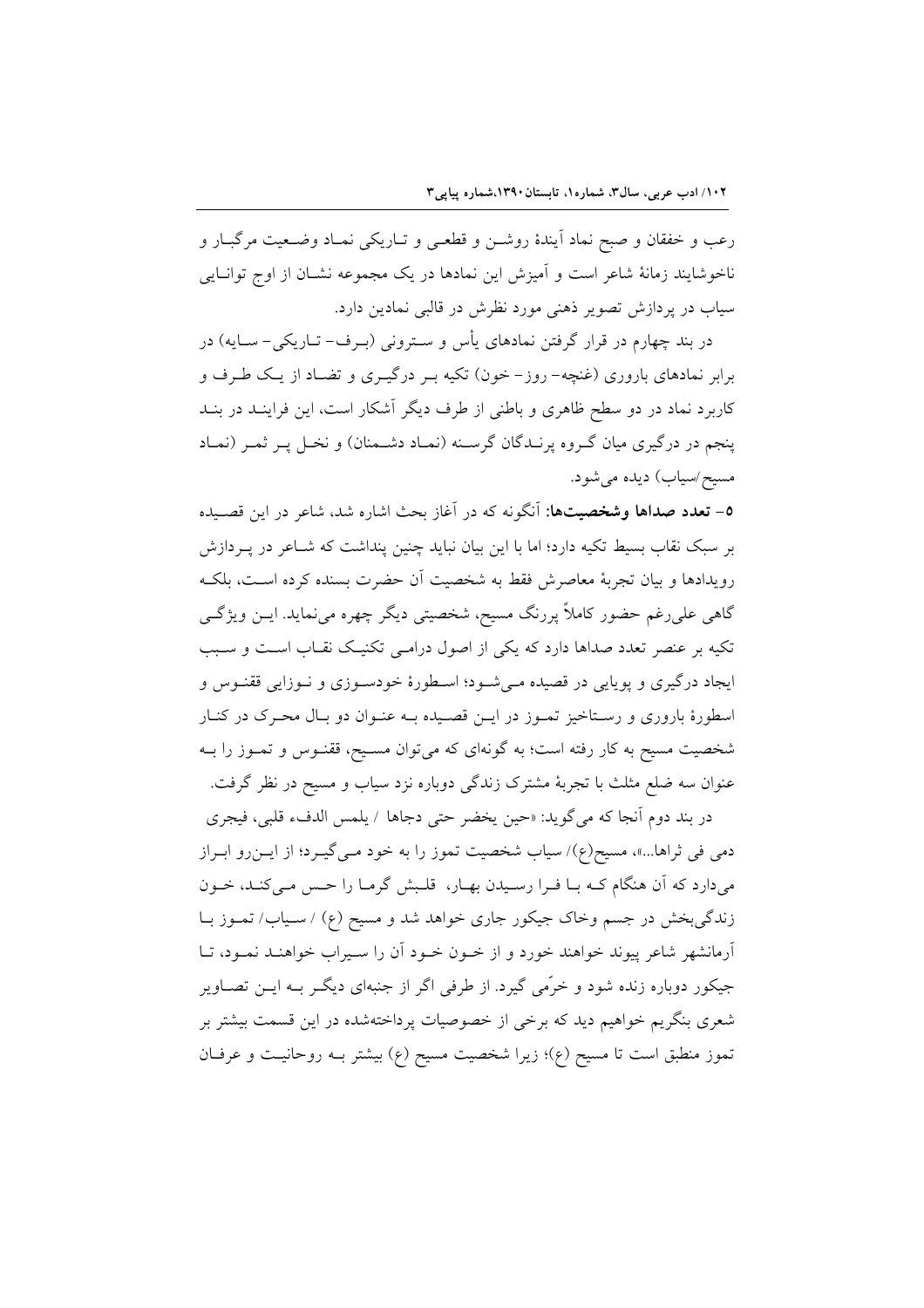رعب و خفقان و صبح نماد آیندهٔ روشن و قطعی و تاریکی نماد وضعیت مرگبار و ناخوشایند زمانهٔ شاعر است و آمیزش این نمادها در یک مجموعه نشان از اوج توانایی سیاب در پردازش تصویر ذهنی مورد نظرش در قالبی نمادین دارد.

در بند چهارم در قرار گرفتن نمادهای یأس و سترونی (برف- تاریکی- سایه) در برابر نمادهای باروری (غنچه- روز- خون) تکیه بر درگیری و تضاد از یک طرف و کاربرد نماد در دو سطح ظاهری و باطنی از طرف دیگر آشکار است، این فرایند در بند پنجم در درگیری میان گروه پرندگان گرسنه (نماد دشمنان) و نخل پر ثمر (نماد مسیح/سیاب) دیده می‌شود.

**۵- تعدد صداها وشخصیت‌ها:** آنگونه که در آغاز بحث اشاره شد، شاعر در این قصیده بر سبک نقاب بسیط تکیه دارد؛ اما با این بیان نباید چنین پنداشت که شاعر در پردازش رویدادها و بیان تجربهٔ معاصرش فقط به شخصیت آن حضرت بسنده کرده است، بلکه گاهی علی‌رغم حضور کاملاً پررنگ مسیح، شخصیتی دیگر چهره می‌نماید. این ویژگی تکیه بر عنصر تعدد صداها دارد که یکی از اصول درامی تکنیک نقاب است و سبب ایجاد درگیری و پویایی در قصیده می‌شود؛ اسطورهٔ خودسوزی و نوزایی ققنوس و اسطورهٔ باروری و رستاخیز تموز در این قصیده به عنوان دو بال محرک در کنار شخصیت مسیح به کار رفته است؛ به گونه‌ای که می‌توان مسیح، ققنوس و تموز را به عنوان سه ضلع مثلث با تجربهٔ مشترک زندگی دوباره نزد سیاب و مسیح در نظر گرفت.

در بند دوم آنجا که می‌گوید: «حین یخضر حتی دجاها / یلمس الدفء قلبی، فیجری دمی فی ثراها...»، مسیح(ع)/ سیاب شخصیت تموز را به خود می‌گیرد؛ از این‌رو ابراز می‌دارد که آن هنگام که با فرا رسیدن بهار، قلبش گرما را حس می‌کند، خون زندگی‌بخش در جسم وخاک جیکور جاری خواهد شد و مسیح (ع) / سیاب/ تموز با آرمانشهر شاعر پیوند خواهند خورد و از خون خود آن را سیراب خواهند نمود، تا جیکور دوباره زنده شود و خرّمی گیرد. از طرفی اگر از جنبه‌ای دیگر به این تصاویر شعری بنگریم خواهیم دید که برخی از خصوصیات پرداخته‌شده در این قسمت بیشتر بر تموز منطبق است تا مسیح (ع)؛ زیرا شخصیت مسیح (ع) بیشتر به روحانیت و عرفان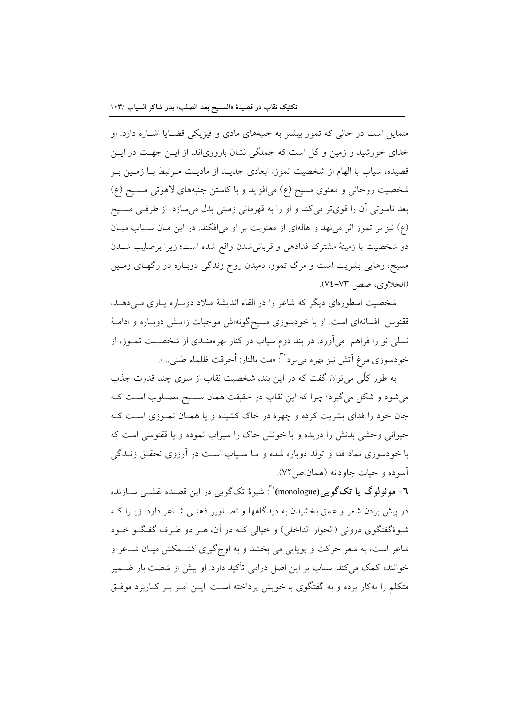متمایل است در حالی که تموز بیشتر به جنبه‌های مادی و فیزیکی قضایا اشاره دارد. او خدای خورشید و زمین و گل است که جملگی نشان باروری‌اند. از این جهت در این قصیده، سیاب با الهام از شخصیت تموز، ابعادی جدید از مادیت مرتبط با زمین بر شخصیت روحانی و معنوی مسیح (ع) می‌افزاید و با کاستن جنبه‌های لاهوتی مسیح (ع) بعد ناسوتی آن را قوی‌تر می‌کند و او را به قهرمانی زمینی بدل می‌سازد. از طرفی مسیح (ع) نیز بر تموز اثر می‌نهد و هاله‌ای از معنویت بر او می‌افکند. در این میان سیاب میان دو شخصیت با زمینهٔ مشترک فداهی و قربانی‌شدن واقع شده است؛ زیرا برصلیب شدن مسیح، رهایی بشریت است و مرگ تموز، دمیدن روح زندگی دوباره در رگهای زمین (الحلاوی، صص ۷۳-۷٤).

شخصیت اسطوره‌ای دیگر که شاعر را در القاء اندیشهٔ میلاد دوباره یاری می‌دهد، ققنوس افسانه‌ای است. او با خودسوزی مسیح‌گونه‌اش موجبات زایش دوباره و ادامهٔ نسلی نو را فراهم می‌آورد. در بند دوم سیاب در کنار بهره‌مندی از شخصیت تموز، از خودسوزی مرغ آتش نیز بهره می‌برد[30]: «مت بالنار: أحرقت ظلماء طینی...».

به طور کلّی می‌توان گفت که در این بند، شخصیت نقاب از سوی چند قدرت جذب می‌شود و شکل می‌گیرد؛ چرا که این نقاب در حقیقت همان مسیح مصلوب است که جان خود را فدای بشریت کرده و چهرهٔ در خاک کشیده و یا همان تموزی است که حیوانی وحشی بدنش را دریده و با خونش خاک را سیراب نموده و یا ققنوسی است که با خودسوزی نماد فدا و تولد دوباره شده و یا سیاب است در آرزوی تحقق زندگی آسوده و حیات جاودانه (همان،ص۷۲).

**٦- مونولوگ یا تک‌گویی(monologue)**[31]: شیوهٔ تک‌گویی در این قصیده نقشی سازنده در پیش بردن شعر و عمق بخشیدن به دیدگاهها و تصاویر ذهنی شاعر دارد. زیرا که شیوهٔگفتگوی درونی (الحوار الداخلی) و خیالی که در آن، هر دو طرف گفتگو خود شاعر است، به شعر حرکت و پویایی می بخشد و به اوج‌گیری کشمکش میان شاعر و خواننده کمک می‌کند. سیاب بر این اصل درامی تأکید دارد. او بیش از شصت بار ضمیر متکلم را به‌کار برده و به گفتگوی با خویش پرداخته است. این امر بر کاربرد موفق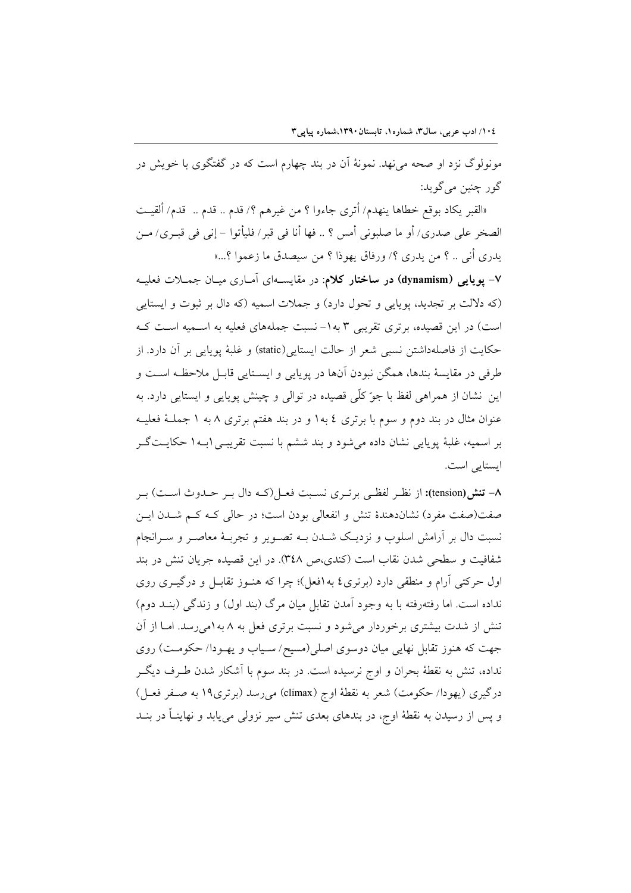مونولوگ نزد او صحه می‌نهد. نمونهٔ آن در بند چهارم است که در گفتگوی با خویش در گور چنین می‌گوید:

«القبر يكاد بوقع خطاها ينهدم/ أترى جاءوا ؟ من غيرهم ؟/ قدم .. قدم .. قدم/ ألقيت الصخر على صدري/ أو ما صلبوني أمس ؟ .. فها أنا في قبر/ فليأتوا – إني في قبري/ من يدري أني .. ؟ من يدري ؟/ ورفاق يهوذا ؟ من سيصدق ما زعموا ؟...»

۷- **پویایی (dynamism) در ساختار کلام**: در مقایسه‌ای آماری میان جملات فعلیه (که دلالت بر تجدید، پویایی و تحول دارد) و جملات اسمیه (که دال بر ثبوت و ایستایی است) در این قصیده، برتری تقریبی ۳ به۱– نسبت جمله‌های فعلیه به اسمیه است که حکایت از فاصله‌داشتن نسبی شعر از حالت ایستایی(static) و غلبهٔ پویایی بر آن دارد. از طرفی در مقایسهٔ بندها، همگن نبودن آنها در پویایی و ایستایی قابل ملاحظه است و این نشان از همراهی لفظ با جوّ کلّی قصیده در توالی و چینش پویایی و ایستایی دارد. به عنوان مثال در بند دوم و سوم با برتری ٤ به۱ و در بند هفتم برتری ۸ به ۱ جملهٔ فعلیه بر اسمیه، غلبهٔ پویایی نشان داده می‌شود و بند ششم با نسبت تقریبی ۱به۱ حکایت‌گر ایستایی است.

۸– **تنش(tension):** از نظر لفظی برتری نسبت فعل(که دال بر حدوث است) بر صفت(صفت مفرد) نشان‌دهندهٔ تنش و انفعالی بودن است؛ در حالی که کم شدن این نسبت دال بر آرامش اسلوب و نزدیک شدن به تصویر و تجربهٔ معاصر و سرانجام شفافیت و سطحی شدن نقاب است (کندی،ص ٣٤٨). در این قصیده جریان تنش در بند اول حرکتی آرام و منطقی دارد (برتری٤ به۱فعل)؛ چرا که هنوز تقابل و درگیری روی نداده است. اما رفته‌رفته با به وجود آمدن تقابل میان مرگ (بند اول) و زندگی (بند دوم) تنش از شدت بیشتری برخوردار می‌شود و نسبت برتری فعل به ۸ به۱می‌رسد. اما از آن جهت که هنوز تقابل نهایی میان دوسوی اصلی(مسیح/ سیاب و یهودا/ حکومت) روی نداده، تنش به نقطهٔ بحران و اوج نرسیده است. در بند سوم با آشکار شدن طرف دیگر درگیری (یهودا/ حکومت) شعر به نقطهٔ اوج (climax) می‌رسد (برتری۱۹ به صفر فعل) و پس از رسیدن به نقطهٔ اوج، در بندهای بعدی تنش سیر نزولی می‌یابد و نهایتاً در بند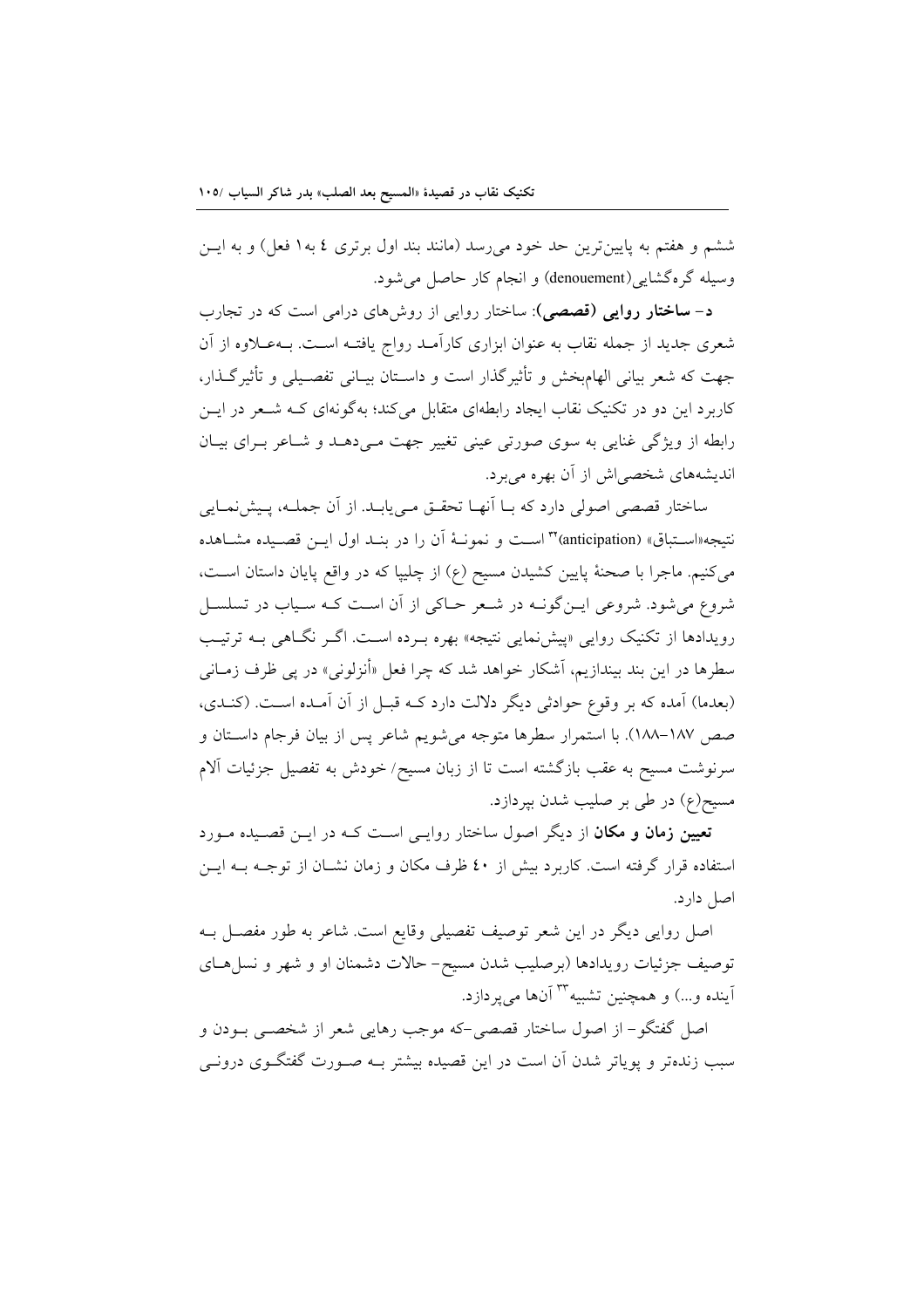ششم و هفتم به پایین‌ترین حد خود می‌رسد (مانند بند اول برتری ٤ به١ فعل) و به این وسیله گره‌گشایی(denouement) و انجام کار حاصل می‌شود.

**د- ساختار روایی (قصصی)**: ساختار روایی از روش‌های درامی است که در تجارب شعری جدید از جمله نقاب به عنوان ابزاری کارآمد رواج یافته است. به‌علاوه از آن جهت که شعر بیانی الهام‌بخش و تأثیرگذار است و داستان بیانی تفصیلی و تأثیرگذار، کاربرد این دو در تکنیک نقاب ایجاد رابطه‌ای متقابل می‌کند؛ به‌گونه‌ای که شعر در این رابطه از ویژگی غنایی به سوی صورتی عینی تغییر جهت می‌دهد و شاعر برای بیان اندیشه‌های شخصی‌اش از آن بهره می‌برد.

ساختار قصصی اصولی دارد که با آنها تحقق می‌یابد. از آن جمله، پیش‌نمایی نتیجه«استباق» (anticipation)[٣٢] است و نمونهٔ آن را در بند اول این قصیده مشاهده می‌کنیم. ماجرا با صحنهٔ پایین کشیدن مسیح (ع) از چلیپا که در واقع پایان داستان است، شروع می‌شود. شروعی این‌گونه در شعر حاکی از آن است که سیاب در تسلسل رویدادها از تکنیک روایی «پیش‌نمایی نتیجه» بهره برده است. اگر نگاهی به ترتیب سطرها در این بند بیندازیم، آشکار خواهد شد که چرا فعل «أنزلونی» در پی ظرف زمانی (بعدما) آمده که بر وقوع حوادثی دیگر دلالت دارد که قبل از آن آمده است. (کندی، صص ١٨٧-١٨٨). با استمرار سطرها متوجه می‌شویم شاعر پس از بیان فرجام داستان و سرنوشت مسیح به عقب بازگشته است تا از زبان مسیح/ خودش به تفصیل جزئیات آلام مسیح(ع) در طی بر صلیب شدن بپردازد.

**تعیین زمان و مکان** از دیگر اصول ساختار روایی است که در این قصیده مورد استفاده قرار گرفته است. کاربرد بیش از ٤٠ ظرف مکان و زمان نشان از توجه به این اصل دارد.

اصل روایی دیگر در این شعر توصیف تفصیلی وقایع است. شاعر به طور مفصل به توصیف جزئیات رویدادها (برصلیب شدن مسیح- حالات دشمنان او و شهر و نسل‌های آینده و...) و همچنین تشبیه[٣٣] آنها می‌پردازد.

اصل گفتگو- از اصول ساختار قصصی-که موجب رهایی شعر از شخصی بودن و سبب زنده‌تر و پویاتر شدن آن است در این قصیده بیشتر به صورت گفتگوی درونی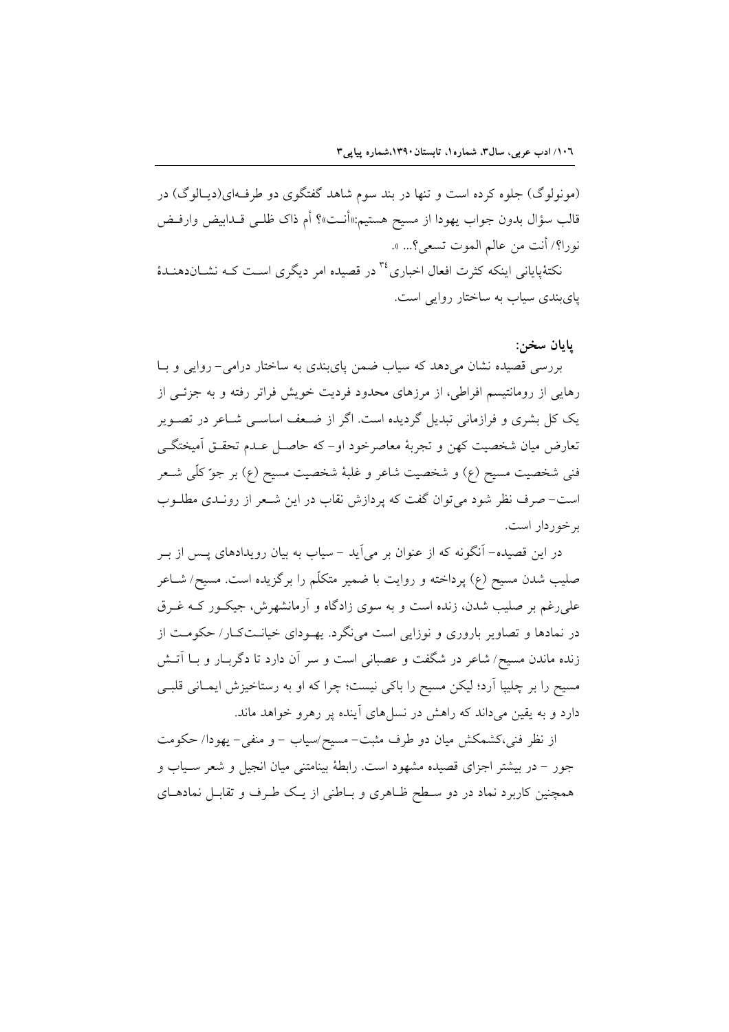(مونولوگ) جلوه کرده است و تنها در بند سوم شاهد گفتگوی دو طرفه‌ای(دیالوگ) در قالب سؤال بدون جواب یهودا از مسیح هستیم:«أنت»؟ أم ذاک ظلی قدابیض وارفض نورا؟/ أنت من عالم الموت تسعی؟... ».

نکتهٔپایانی اینکه کثرت افعال اخباری[34] در قصیده امر دیگری است که نشان‌دهندهٔ پای‌بندی سیاب به ساختار روایی است.

**پایان سخن:**

بررسی قصیده نشان می‌دهد که سیاب ضمن پای‌بندی به ساختار درامی- روایی و با رهایی از رومانتیسم افراطی، از مرزهای محدود فردیت خویش فراتر رفته و به جزئی از یک کل بشری و فرازمانی تبدیل گردیده است. اگر از ضعف اساسی شاعر در تصویر تعارض میان شخصیت کهن و تجربهٔ معاصرخود او- که حاصل عدم تحقق آمیختگی فنی شخصیت مسیح (ع) و شخصیت شاعر و غلبهٔ شخصیت مسیح (ع) بر جوّ کلّی شعر است- صرف نظر شود می‌توان گفت که پردازش نقاب در این شعر از روندی مطلوب برخوردار است.

در این قصیده- آنگونه که از عنوان بر می‌آید - سیاب به بیان رویدادهای پس از بر صلیب شدن مسیح (ع) پرداخته و روایت با ضمیر متکلّم را برگزیده است. مسیح/ شاعر علی‌رغم بر صلیب شدن، زنده است و به سوی زادگاه و آرمانشهرش، جیکور که غرق در نمادها و تصاویر باروری و نوزایی است می‌نگرد. یهودای خیانت‌کار/ حکومت از زنده ماندن مسیح/ شاعر در شگفت و عصبانی است و سر آن دارد تا دگربار و با آتش مسیح را بر چلیپا آرد؛ لیکن مسیح را باکی نیست؛ چرا که او به رستاخیزش ایمانی قلبی دارد و به یقین می‌داند که راهش در نسل‌های آینده پر رهرو خواهد ماند.

از نظر فنی،کشمکش میان دو طرف مثبت- مسیح/سیاب - و منفی- یهودا/ حکومت جور - در بیشتر اجزای قصیده مشهود است. رابطهٔ بینامتنی میان انجیل و شعر سیاب و همچنین کاربرد نماد در دو سطح ظاهری و باطنی از یک طرف و تقابل نمادهای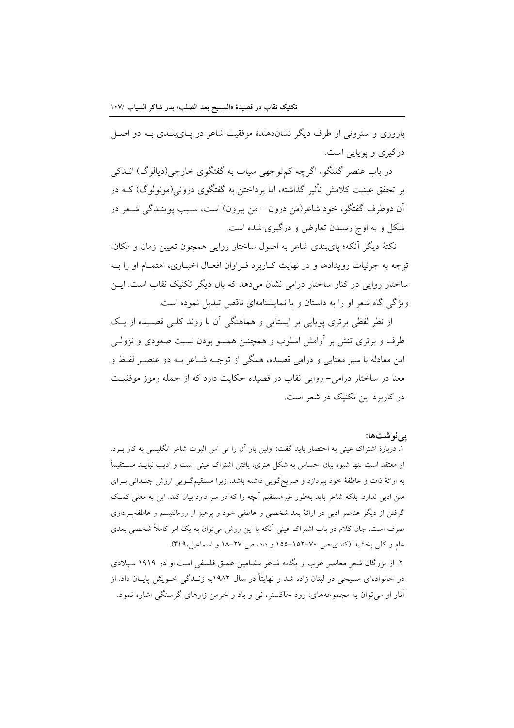باروری و سترونی از طرف دیگر نشان‌دهندهٔ موفقیت شاعر در پای‌بندی به دو اصل درگیری و پویایی است.

در باب عنصر گفتگو، اگرچه کم‌توجهی سیاب به گفتگوی خارجی(دیالوگ) اندکی بر تحقق عینیت کلامش تأثیر گذاشته، اما پرداختن به گفتگوی درونی(مونولوگ) که در آن دوطرف گفتگو، خود شاعر(من درون – من بیرون) است، سبب پویندگی شعر در شکل و به اوج رسیدن تعارض و درگیری شده است.

نکتهٔ دیگر آنکه؛ پای‌بندی شاعر به اصول ساختار روایی همچون تعیین زمان و مکان، توجه به جزئیات رویدادها و در نهایت کاربرد فراوان افعال اخباری، اهتمام او را به ساختار روایی در کنار ساختار درامی نشان می‌دهد که بال دیگر تکنیک نقاب است. این ویژگی گاه شعر او را به داستان و یا نمایشنامه‌ای ناقص تبدیل نموده است.

از نظر لفظی برتری پویایی بر ایستایی و هماهنگی آن با روند کلی قصیده از یک طرف و برتری تنش بر آرامش اسلوب و همچنین همسو بودن نسبت صعودی و نزولی این معادله با سیر معنایی و درامی قصیده، همگی از توجه شاعر به دو عنصر لفظ و معنا در ساختار درامی- روایی نقاب در قصیده حکایت دارد که از جمله رموز موفقیت در کاربرد این تکنیک در شعر است.

**پی‌نوشت‌ها:**

۱. دربارهٔ اشتراک عینی به اختصار باید گفت: اولین بار آن را تی اس الیوت شاعر انگلیسی به کار برد. او معتقد است تنها شیوهٔ بیان احساس به شکل هنری، یافتن اشتراک عینی است و ادیب نباید مستقیماً به ارائهٔ ذات و عاطفهٔ خود بپردازد و صریح‌گویی داشته باشد، زیرا مستقیم‌گویی ارزش چندانی برای متن ادبی ندارد. بلکه شاعر باید به‌طور غیرمستقیم آنچه را که در سر دارد بیان کند. این به معنی کمک گرفتن از دیگر عناصر ادبی در ارائهٔ بعد شخصی و عاطفی خود و پرهیز از رومانتیسم و عاطفه‌پردازی صرف است. جان کلام در باب اشتراک عینی آنکه با این روش می‌توان به یک امر کاملاً شخصی بعدی عام و کلی بخشید (کندی،ص ۷۰–۱۵۲–۱۵۵ و داد، ص ۲۷–۱۸ و اسماعیل،۳٤۹).

۲. از بزرگان شعر معاصر عرب و یگانه شاعر مضامین عمیق فلسفی است.او در ۱۹۱۹ میلادی در خانواده‌ای مسیحی در لبنان زاده شد و نهایتاً در سال ۱۹۸۲به زندگی خویش پایان داد. از آثار او می‌توان به مجموعه‌های: رود خاکستر، نی و باد و خرمن زارهای گرسنگی اشاره نمود.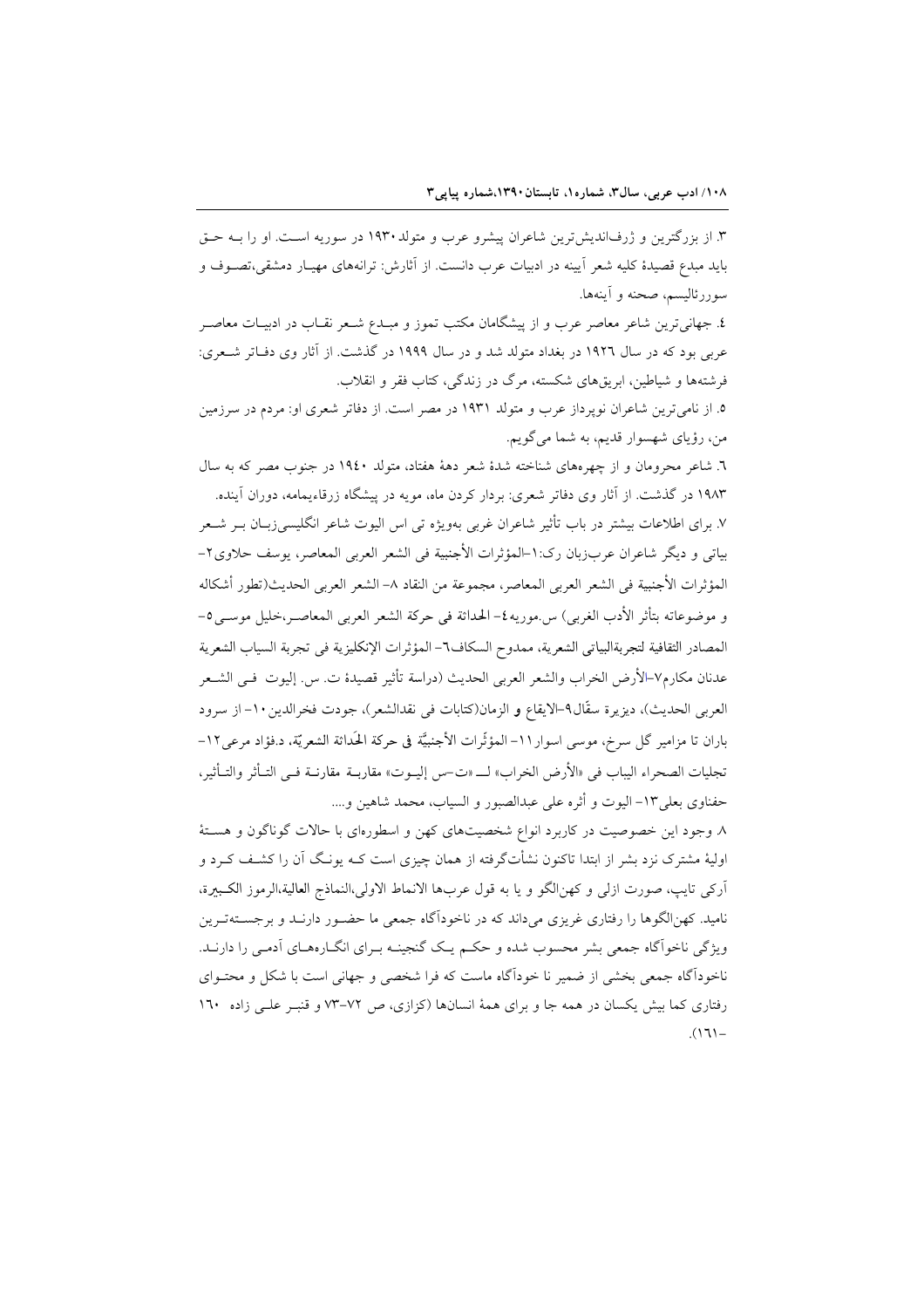۳. از بزرگترین و ژرف‌اندیش‌ترین شاعران پیشرو عرب و متولد ۱۹۳۰ در سوریه است. او را بـه حـق باید مبدع قصیدهٔ کلیه شعر آیینه در ادبیات عرب دانست. از آثارش: ترانه‌های مهیـار دمشقی،تصـوف و سوررئالیسم، صحنه و آینه‌ها.

٤. جهانی‌ترین شاعر معاصر عرب و از پیشگامان مکتب تموز و مبـدع شـعر نقـاب در ادبیـات معاصـر عربی بود که در سال ۱۹۲٦ در بغداد متولد شد و در سال ۱۹۹۹ در گذشت. از آثار وی دفـاتر شـعری: فرشته‌ها و شیاطین، ابریق‌های شکسته، مرگ در زندگی، کتاب فقر و انقلاب.

٥. از نامی‌ترین شاعران نوپرداز عرب و متولد ۱۹۳۱ در مصر است. از دفاتر شعری او: مردم در سرزمین من، رؤیای شهسوار قدیم، به شما می‌گویم.

٦. شاعر محرومان و از چهره‌های شناخته شدهٔ شعر دههٔ هفتاد، متولد ۱۹٤۰ در جنوب مصر که به سال ۱۹۸۳ در گذشت. از آثار وی دفاتر شعری: بردار کردن ماه، مویه در پیشگاه زرقاءیمامه، دوران آینده.

۷. برای اطلاعات بیشتر در باب تأثیر شاعران غربی به‌ویژه تی اس الیوت شاعر انگلیسـی‌زبـان بـر شـعر بیاتی و دیگر شاعران عرب‌زبان رک:۱-المؤثرات الأجنبية فی الشعر العربی المعاصر، یوسف حلاوی۲-المؤثرات الأجنبية فی الشعر العربی المعاصر، مجموعة من النقاد ۸- الشعر العربی الحديث(تطور أشكاله و موضوعاته بتأثر الأدب الغربی) س.موريه٤- الحداثة فی حركة الشعر العربی المعاصـر،خليل موسـی٥-المصادر الثقافية لتجربةالبياتی الشعرية، ممدوح السكاف٦- المؤثرات الإنكليزية فی تجربة السياب الشعرية عدنان مكارم۷-الأرض الخراب والشعر العربی الحديث (دراسة تأثير قصيدة ت. س. إليوت فـی الشـعر العربی الحديث)، ديزيرة سقّال۹-الايقاع و الزمان(كتابات فی نقدالشعر)، جودت فخرالدين۱۰- از سرود باران تا مزامير گل سرخ، موسی اسوار۱۱- المؤثّرات الأجنبيّة فی حركة الحَداثة الشعريّة، د.فؤاد مرعی۱۲-تجليات الصحراء اليباب فی «الأرض الخراب» لـــ «ت-س إليـوت» مقاربـة مقارنـة فـی التـأثر والتـأثير، حفناوی بعلی۱۳- اليوت و أثره علی عبدالصبور و السياب، محمد شاهين و....

۸. وجود این خصوصیت در کاربرد انواع شخصیت‌های کهن و اسطوره‌ای با حالات گوناگون و هسـتهٔ اولیهٔ مشترک نزد بشر از ابتدا تاکنون نشأت‌گرفته از همان چیزی است کـه یونـگ آن را کشـف کـرد و آرکی تایپ، صورت ازلی و کهن‌الگو و یا به قول عرب‌ها الانماط الاولی،النماذج العالية،الرموز الكـبيرة، نامید. کهن‌الگوها را رفتاری غریزی می‌داند که در ناخودآگاه جمعی ما حضـور دارنـد و برجسـته‌تـرین ویژگی ناخودآگاه جمعی بشر محسوب شده و حکـم یـک گنجینـه بـرای انگـاره‌هـای آدمـی را دارنـد. ناخودآگاه جمعی بخشی از ضمیر نا خودآگاه ماست که فرا شخصی و جهانی است با شکل و محتـوای رفتاری کما بیش یکسان در همه جا و برای همهٔ انسان‌ها (کزازی، ص ۷۲-۷۳ و قنبـر علـی زاده ۱٦۰-۱٦۱).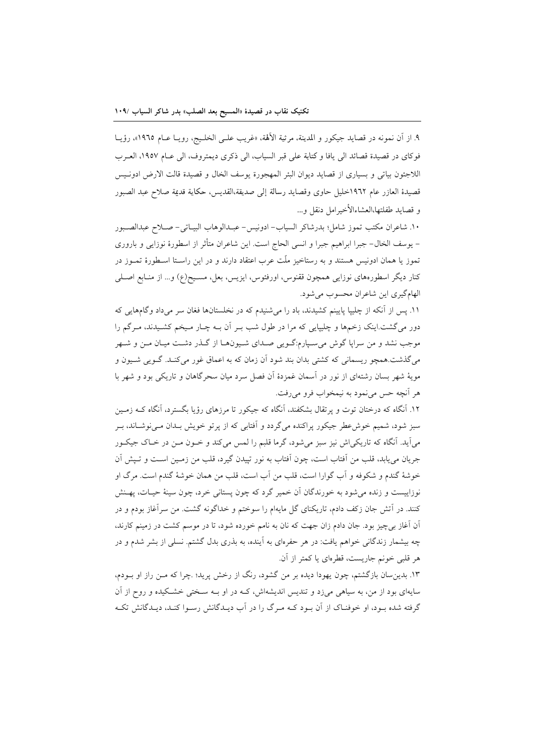۹. از آن نمونه در قصاید جیکور و المدینة، مرثیة الآلهة، «غریب علـی الخلـیج، رویـا عـام ۱۹٦٥»، رؤیـا فوکای در قصیدة قصائد الی یافا و کتابة علی قبر السیاب، الی ذکری دیمتروف، الی عـام ۱۹٥۷، العـرب اللاجئون بیاتی و بسیاری از قصاید دیوان البئر المهجورة یوسف الخال و قصیدة قالت الارض ادونـیس قصیدهٔ العازر عام ۱۹٦۲خلیل حاوی وقصاید رسالة إلی صدیقة،القدیس، حکایة قدیمة صلاح عبد الصبور و قصاید طفلتها،العشاءالأخیرامل دنقل و...

۱۰. شاعران مکتب تموز شامل؛ بدرشاکر السیاب- ادونیس- عبـدالوهاب البیـاتی- صـلاح عبدالصـبور - یوسف الخال- جبرا ابراهیم جبرا و انسی الحاج است. این شاعران متأثر از اسطورهٔ نوزایی و باروری تموز یا همان ادونیس هستند و به رستاخیز ملّت عرب اعتقاد دارند و در این راسـتا اسـطورهٔ تمـوز در کنار دیگر اسطوره‌های نوزایی همچون ققنوس، اورفئوس، ایزیس، بعل، مسـیح(ع) و... از منـابع اصـلی الهام‌گیری این شاعران محسوب می‌شود.

۱۱. پس از آنکه از چلیپا پایینم کشیدند، باد را می‌شنیدم که در نخلستان‌ها فغان سر می‌داد وگام‌هایی که دور می‌گشت.اینک زخم‌ها و چلیپایی که مرا در طول شب بـر آن بـه چـار مـیخم کشـیدند، مـرگم را موجب نشد و من سراپا گوش می‌سـپارم:گـویی صـدای شـیون‌هـا از گـذر دشـت میـان مـن و شـهر می‌گذشت.همچو ریسمانی که کشتی بدان بند شود آن زمان که به اعماق غور می‌کنـد. گـویی شـیون و مویهٔ شهر بسان رشته‌ای از نور در آسمان غمزدهٔ آن فصل سرد میان سحرگاهان و تاریکی بود و شهر با هر آنچه حس می‌نمود به نیمخواب فرو می‌رفت.

۱۲. آنگاه که درختان توت و پرتقال بشکفند، آنگاه که جیکور تا مرزهای رؤیا بگسترد، آنگاه کـه زمـین سبز شود، شمیم خوش‌عطر جیکور پراکنده می‌گردد و آفتابی که از پرتو خویش بـدان مـی‌نوشـاند، بـر می‌آید. آنگاه که تاریکی‌اش نیز سبز می‌شود، گرما قلبم را لمس می‌کند و خـون مـن در خـاک جیکـور جریان می‌یابد، قلب من آفتاب است، چون آفتاب به نور تپیدن گیرد، قلب من زمـین اسـت و تـپش آن خوشهٔ گندم و شکوفه و آب گوارا است، قلب من آب است، قلب من همان خوشهٔ گندم است. مرگ او نوزاییست و زنده می‌شود به خورندگان آن خمیر گرد که چون پستانی خرد، چون سینهٔ حیـات، پهـنش کنند. در آتش جان زکف دادم، تاریکنای گل مایه‌ام را سوختم و خداگونه گشت. من سرآغاز بودم و در آن آغاز بی‌چیز بود. جان دادم زان جهت که نان به نامم خورده شود، تا در موسم کشت در زمینم کارند، چه بیشمار زندگانی خواهم یافت: در هر حفره‌ای به آینده، به بذری بدل گشتم. نسلی از بشر شدم و در هر قلبی خونم جاریست، قطره‌ای یا کمتر از آن.

۱۳. بدین‌سان بازگشتم، چون یهودا دیده بر من گشود، رنگ از رخش پرید؛ .چرا که مـن راز او بـودم، سایه‌ای بود از من، به سیاهی می‌زد و تندیس اندیشه‌اش، کـه در او بـه سـختی خشـکیده و روح از آن گرفته شده بـود، او خوفنـاک از آن بـود کـه مـرگ را در آب دیـدگانش رسـوا کنـد، دیـدگانش تکـه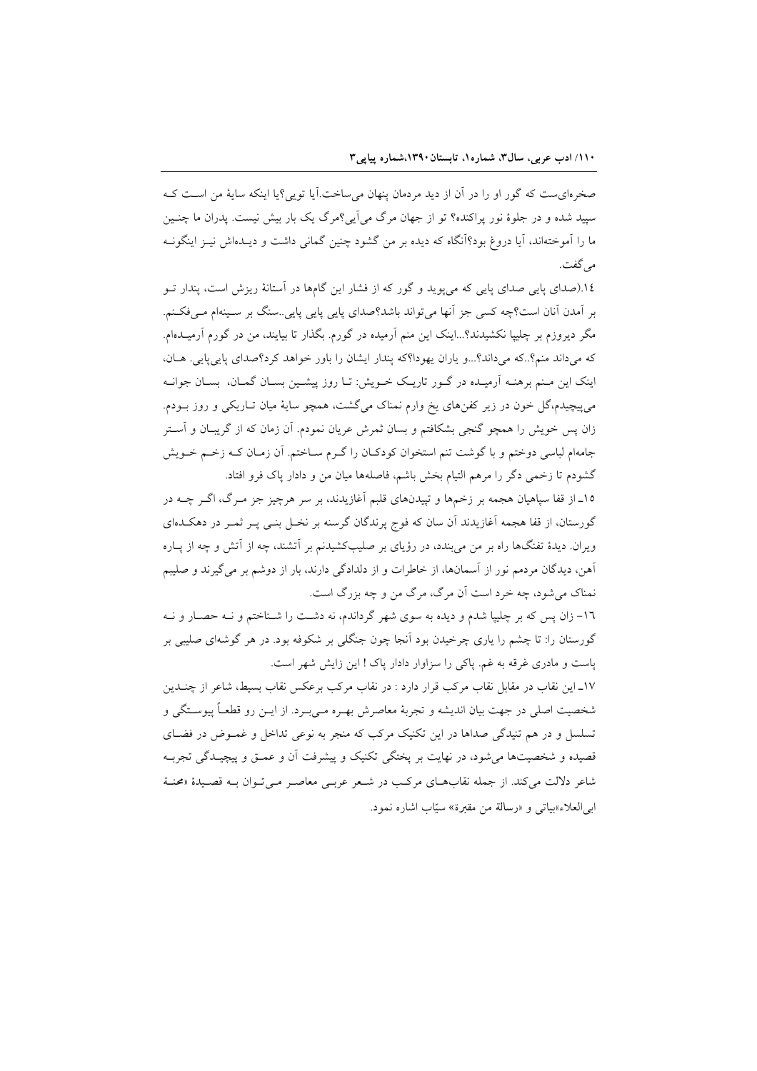صخره‌ای‌ست که گور او را در آن از دید مردمان پنهان می‌ساخت.آیا تویی؟یا اینکه سایهٔ من است کـه سپید شده و در جلوهٔ نور پراکنده؟ تو از جهان مرگ می‌آیی؟مرگ یک بار بیش نیست. پدران ما چنـین ما را آموخته‌اند، آیا دروغ بود؟آنگاه که دیده بر من گشود چنین گمانی داشت و دیـده‌اش نیـز اینگونـه می‌گفت.

١٤.(صدای پایی صدای پایی که می‌پوید و گور که از فشار این گام‌ها در آستانهٔ ریزش است، پندار تـو بر آمدن آنان است؟چه کسی جز آنها می‌تواند باشد؟صدای پایی پایی پایی..سنگ بر سـینه‌ام مـی‌فکـنم. مگر دیروزم بر چلیپا نکشیدند؟...اینک این منم آرمیده در گورم. بگذار تا بیایند، من در گورم آرمیـده‌ام. که می‌داند منم؟..که می‌داند؟...و یاران یهودا؟که پندار ایشان را باور خواهد کرد؟صدای پایی‌پایی. هـان، اینک این مـنم برهنـه آرمیـده در گـور تاریـک خـویش: تـا روز پیشـین بسـان گمـان، بسـان جوانـه می‌پیچیدم،گل خون در زیر کفن‌های یخ وارم نمناک می‌گشت، همچو سایهٔ میان تـاریکی و روز بـودم. زان پس خویش را همچو گنجی بشکافتم و بسان ثمرش عریان نمودم. آن زمان که از گریبـان و آسـتر جامه‌ام لباسی دوختم و با گوشت تنم استخوان کودکـان را گـرم سـاختم. آن زمـان کـه زخـم خـویش گشودم تا زخمی دگر را مرهم التیام بخش باشم، فاصله‌ها میان من و دادار پاک فرو افتاد.

١٥ـ از قفا سپاهیان هجمه بر زخم‌ها و تپیدن‌های قلبم آغازیدند، بر سر هرچیز جز مـرگ، اگـر چـه در گورستان، از قفا هجمه آغازیدند آن سان که فوج پرندگان گرسنه بر نخـل بنـی پـر ثمـر در دهکـده‌ای ویران. دیدهٔ تفنگ‌ها راه بر من می‌بندد، در رؤیای بر صلیب‌کشیدنم بر آتشند، چه از آتش و چه از پـاره آهن، دیدگان مردمم نور از آسمان‌ها، از خاطرات و از دلدادگی دارند، بار از دوشم بر می‌گیرند و صلیبم نمناک می‌شود، چه خرد است آن مرگ، مرگ من و چه بزرگ است.

١٦- زان پس که بر چلیپا شدم و دیده به سوی شهر گرداندم، نه دشـت را شـناختم و نـه حصـار و نـه گورستان را: تا چشم را یاری چرخیدن بود آنجا چون جنگلی بر شکوفه بود. در هر گوشه‌ای صلیبی بر پاست و مادری غرقه به غم. پاکی را سزاوار دادار پاک ! این زایش شهر است.

١٧ـ این نقاب در مقابل نقاب مرکب قرار دارد : در نقاب مرکب برعکس نقاب بسیط، شاعر از چنـدین شخصیت اصلی در جهت بیان اندیشه و تجربهٔ معاصرش بهـره مـی‌بـرد. از ایـن رو قطعـاً پیوسـتگی و تسلسل و در هم تنیدگی صداها در این تکنیک مرکب که منجر به نوعی تداخل و غمـوض در فضـای قصیده و شخصیت‌ها می‌شود، در نهایت بر پختگی تکنیک و پیشرفت آن و عمـق و پیچیـدگی تجربـه شاعر دلالت می‌کند. از جمله نقاب‌هـای مرکـب در شـعر عربـی معاصـر مـی‌تـوان بـه قصـیدهٔ «محنـة ابی‌العلاء»بیاتی و «رسالة من مقبرة» سیّاب اشاره نمود.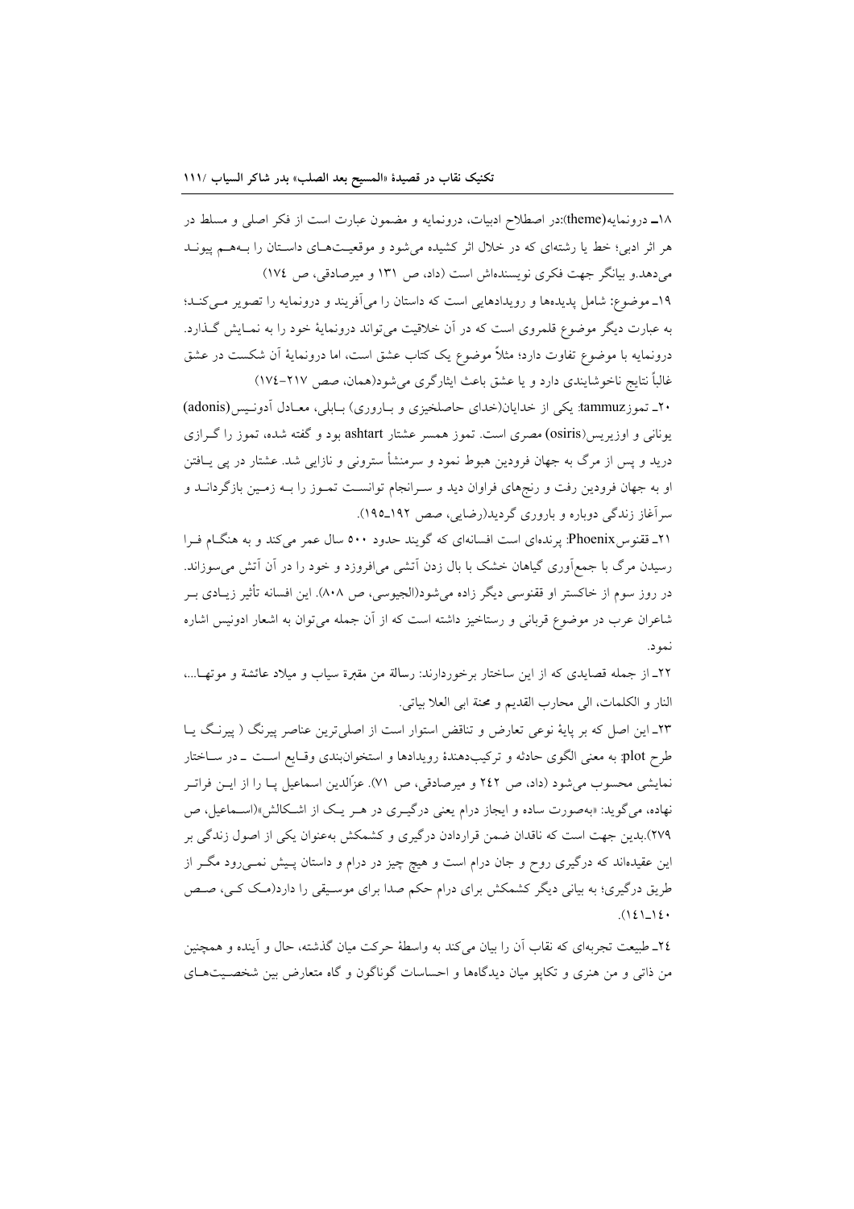۱۸ـ درونمایه(theme):در اصطلاح ادبیات، درونمایه و مضمون عبارت است از فکر اصلی و مسلط در هر اثر ادبی؛ خط یا رشته‌ای که در خلال اثر کشیده می‌شود و موقعیت‌های داستان را به‌هم پیوند می‌دهد.و بیانگر جهت فکری نویسنده‌اش است (داد، ص ۱۳۱ و میرصادقی، ص ۱۷٤)

۱۹ـ موضوع: شامل پدیده‌ها و رویدادهایی است که داستان را می‌آفریند و درونمایه را تصویر می‌کند؛ به عبارت دیگر موضوع قلمروی است که در آن خلاقیت می‌تواند درونمایهٔ خود را به نمایش گذارد. درونمایه با موضوع تفاوت دارد؛ مثلاً موضوع یک کتاب عشق است، اما درونمایهٔ آن شکست در عشق غالباً نتایج ناخوشایندی دارد و یا عشق باعث ایثارگری می‌شود(همان، صص ۲۱۷-۱۷٤)

۲۰ـ تموزtammuz: یکی از خدایان(خدای حاصلخیزی و باروری) بابلی، معادل آدونیس(adonis) یونانی و اوزیریس(osiris) مصری است. تموز همسر عشتار ashtart بود و گفته شده، تموز را گرازی درید و پس از مرگ به جهان فرودین هبوط نمود و سرمنشأ سترونی و نازایی شد. عشتار در پی یافتن او به جهان فرودین رفت و رنج‌های فراوان دید و سرانجام توانست تموز را به زمین بازگرداند و سرآغاز زندگی دوباره و باروری گردید(رضایی، صص ۱۹۲ـ۱۹۵).

۲۱ـ ققنوسPhoenix: پرنده‌ای است افسانه‌ای که گویند حدود ٥٠٠ سال عمر می‌کند و به هنگام فرا رسیدن مرگ با جمع‌آوری گیاهان خشک با بال زدن آتشی می‌افروزد و خود را در آن آتش می‌سوزاند. در روز سوم از خاکستر او ققنوسی دیگر زاده می‌شود(الجیوسی، ص ۸۰۸). این افسانه تأثیر زیادی بر شاعران عرب در موضوع قربانی و رستاخیز داشته است که از آن جمله می‌توان به اشعار ادونیس اشاره نمود.

۲۲ـ از جمله قصایدی که از این ساختار برخوردارند: رسالة من مقبرة سیاب و میلاد عائشة و موتها...، النار و الکلمات، الی محارب القدیم و محنة ابی العلا بیاتی.

۲۳ـ این اصل که بر پایهٔ نوعی تعارض و تناقض استوار است از اصلی‌ترین عناصر پیرنگ ( پیرنگ یا طرح plot: به معنی الگوی حادثه و ترکیب‌دهندهٔ رویدادها و استخوان‌بندی وقایع است ـ در ساختار نمایشی محسوب می‌شود (داد، ص ۲٤۲ و میرصادقی، ص ۷۱). عزّالدین اسماعیل پا را از این فراتر نهاده، می‌گوید: «به‌صورت ساده و ایجاز درام یعنی درگیری در هر یک از اشکالش»(اسماعیل، ص ۲۷۹).بدین جهت است که ناقدان ضمن قراردادن درگیری و کشمکش به‌عنوان یکی از اصول زندگی بر این عقیده‌اند که درگیری روح و جان درام است و هیچ چیز در درام و داستان پیش نمی‌رود مگر از طریق درگیری؛ به بیانی دیگر کشمکش برای درام حکم صدا برای موسیقی را دارد(مک کی، صص ۱٤٠ـ۱٤۱).

۲٤ـ طبیعت تجربه‌ای که نقاب آن را بیان می‌کند به واسطهٔ حرکت میان گذشته، حال و آینده و همچنین من ذاتی و من هنری و تکاپو میان دیدگاه‌ها و احساسات گوناگون و گاه متعارض بین شخصیت‌های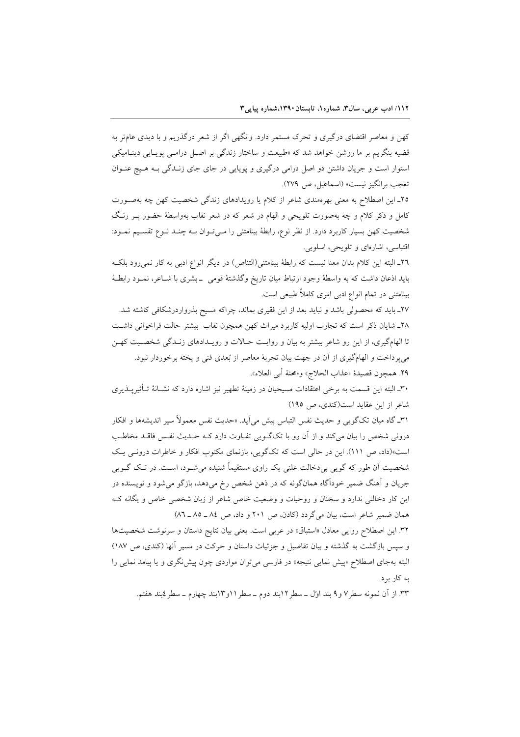کهن و معاصر اقتضای درگیری و تحرک مستمر دارد. وانگهی اگر از شعر درگذریم و با دیدی عام‌تر به قضیه بنگریم بر ما روشن خواهد شد که «طبیعت و ساختار زندگی بر اصـل درامـی پویـایی دینـامیکی استوار است و جریان داشتن دو اصل درامی درگیری و پویایی در جای جای زنـدگی بـه هـیچ عنـوان تعجب برانگیز نیست» (اسماعیل، ص ۲۷۹).

۲۵ـ این اصطلاح به معنی بهره‌مندی شاعر از کلام یا رویدادهای زندگی شخصیت کهن چه به‌صـورت کامل و ذکر کلام و چه به‌صورت تلویحی و الهام در شعر که در شعر نقاب به‌واسطهٔ حضور پـر رنـگ شخصیت کهن بسیار کاربرد دارد. از نظر نوع، رابطهٔ بینامتنی را مـی‌تـوان بـه چنـد نـوع تقسـیم نمـود: اقتباسی، اشاره‌ای و تلویحی، اسلوبی.

۲٦ـ البته این کلام بدان معنا نیست که رابطهٔ بینامتنی(التناص) در دیگر انواع ادبی به کار نمی‌رود بلکـه باید اذعان داشت که به واسطهٔ وجود ارتباط میان تاریخ وگذشتهٔ قومی ـ بشری با شـاعر، نمـود رابطـهٔ بینامتنی در تمام انواع ادبی امری کاملاً طبیعی است.

۲۷ـ باید که محصولی باشد و نباید بعد از این فقیری بماند، چراکه مسیح بذرواردرشکافی کاشته شد.

۲۸ـ شایان ذکر است که تجارب اولیه کاربرد میراث کهن همچون نقاب بیشتر حالت فراخوانی داشـت تا الهام‌گیری، از این رو شاعر بیشتر به بیان و روایـت حـالات و رویـدادهای زنـدگی شخصـیت کهـن می‌پرداخت و الهام‌گیری از آن در جهت بیان تجربهٔ معاصر از بُعدی فنی و پخته برخوردار نبود.

۲۹. همچون قصیدهٔ «عذاب الحلاج» و«محنة أبی العلاء».

۳۰ـ البته این قسمت به برخی اعتقادات مسیحیان در زمینهٔ تطهیر نیز اشاره دارد که نشـانهٔ تـأثیرپـذیری شاعر از این عقاید است(کندی، ص ۱۹۵)

۳۱ـ گاه میان تک‌گویی و حدیث نفس التباس پیش می‌آید. «حدیث نفس معمولاً سیر اندیشه‌ها و افکار درونی شخص را بیان می‌کند و از آن رو با تک‌گـویی تفـاوت دارد کـه حـدیث نفـس فاقـد مخاطـب است»(داد، ص ۱۱۱). این در حالی است که تک‌گویی، بازنمای مکتوب افکار و خاطرات درونـی یـک شخصیت آن طور که گویی بی‌دخالت علنی یک راوی مستقیماً شنیده می‌شـود، اسـت. در تـک گـویی جریان و آهنگ ضمیر خودآگاه همان‌گونه که در ذهن شخص رخ می‌دهد، بازگو می‌شود و نویسنده در این کار دخالتی ندارد و سخنان و روحیات و وضعیت خاص شاعر از زبان شخصی خاص و یگانه کـه همان ضمیر شاعر است، بیان می‌گردد (کادن، ص ۲۰۱ و داد، ص ۸٤ ـ ۸۵ ـ ۸٦)

۳۲. این اصطلاح روایی معادل «استباق» در عربی است. یعنی بیان نتایج داستان و سرنوشت شخصیت‌ها و سپس بازگشت به گذشته و بیان تفاصیل و جزئیات داستان و حرکت در مسیر آنها (کندی، ص ۱۸۷) البته به‌جای اصطلاح «پیش نمایی نتیجه» در فارسی می‌توان مواردی چون پیش‌نگری و یا پیامد نمایی را به کار برد.

۳۳. از آن نمونه سطر۷ و۹ بند اوّل ـ سطر۱۲بند دوم ـ سطر ۱۱و۱۳بند چهارم ـ سطر٤بند هفتم.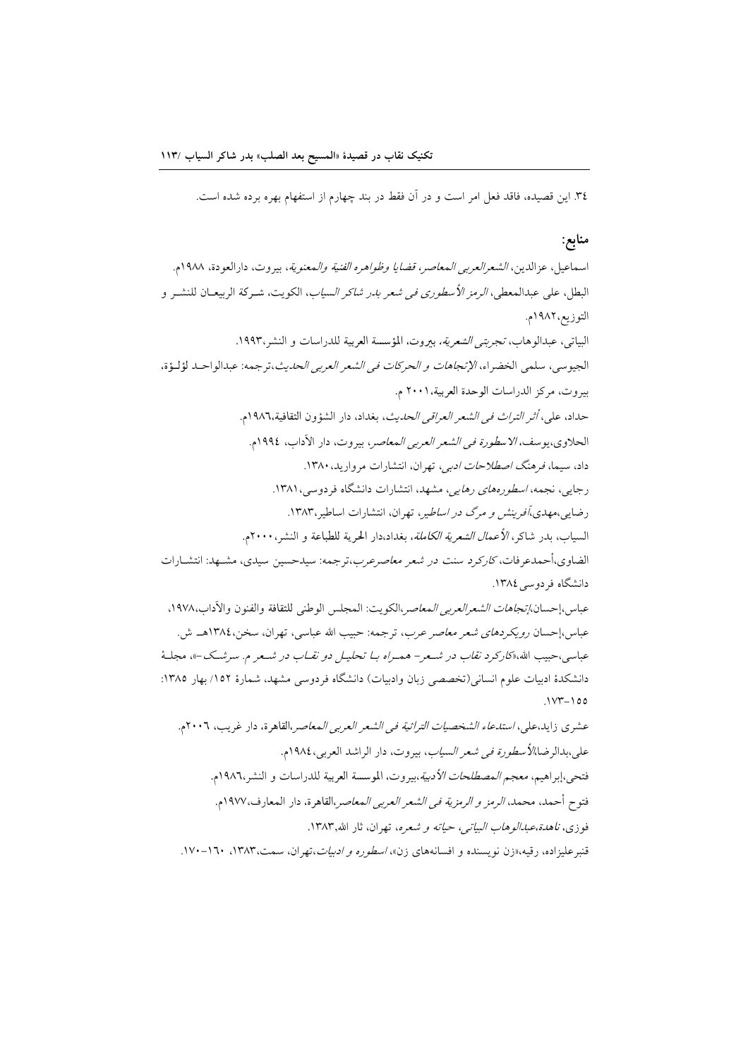٣٤. این قصیده، فاقد فعل امر است و در آن فقط در بند چهارم از استفهام بهره برده شده است.

## منابع:

اسماعیل، عزالدین، *الشعرالعربی المعاصر، قضایا وظواهره الفنیة والمعنویة*، بیروت، دارالعودة، ١٩٨٨م.

البطل، علی عبدالمعطی، *الرمز الأسطوری فی شعر بدر شاکر السیاب*، الکویت، شرکة الربیعان للنشر و التوزیع،١٩٨٢م.

البیاتی، عبدالوهاب، *تجربتی الشعریة*، بیروت، المؤسسة العربیة للدراسات و النشر،١٩٩٣.

الجیوسی، سلمی الخضراء، *الإتجاهات و الحرکات فی الشعر العربی الحدیث*،ترجمه: عبدالواحد لؤلؤة، بیروت، مرکز الدراسات الوحدة العربیة،٢٠٠١ م.

حداد، علی، *أثر التراث فی الشعر العراقی الحدیث*، بغداد، دار الشؤون الثقافیة،١٩٨٦م.

الحلاوی،یوسف، *الاسطورة فی الشعر العربی المعاصر*، بیروت، دار الآداب، ١٩٩٤م.

داد، سیما، *فرهنگ اصطلاحات ادبی*، تهران، انتشارات مروارید،١٣٨٠.

رجایی، نجمه، *اسطورههای رهایی*، مشهد، انتشارات دانشگاه فردوسی،١٣٨١.

رضایی،مهدی،*آفرینش و مرگ در اساطیر*، تهران، انتشارات اساطیر،١٣٨٣.

السیاب، بدر شاکر، *الأعمال الشعریة الکاملة*، بغداد،دار الحریة للطباعة و النشر،٢٠٠٠م.

الضاوی،أحمدعرفات، *کارکرد سنت در شعر معاصرعرب*،ترجمه: سیدحسین سیدی، مشهد: انتشارات دانشگاه فردوسی ١٣٨٤.

عباس،إحسان،*إتجاهات الشعرالعربی المعاصر*،الکویت: المجلس الوطنی للثقافة والفنون والآداب،١٩٧٨.

عباس،إحسان *رویکردهای شعر معاصر عرب*، ترجمه: حبیب الله عباسی، تهران، سخن،١٣٨٤هـ ش.

عباسی،حبیب الله،«*کارکرد نقاب در شعر- همراه با تحلیل دو نقاب در شعر م. سرشک-*»، مجلهٔ دانشکدهٔ ادبیات علوم انسانی(تخصصی زبان وادبیات) دانشگاه فردوسی مشهد، شمارهٔ ١٥٢/ بهار ١٣٨٥: ١٥٥-١٧٣.

عشری زاید،علی، *استدعاء الشخصیات التراثیة فی الشعر العربی المعاصر*،القاهرة، دار غریب، ٢٠٠٦م.

علی،بدالرضا،*الأسطورة فی شعر السیاب*، بیروت، دار الراشد العربی،١٩٨٤م.

فتحی،إبراهیم، *معجم المصطلحات الأدبیة*،بیروت، الموسسة العربیة للدراسات و النشر،١٩٨٦م.

فتوح أحمد، محمد، *الرمز و الرمزیة فی الشعر العربی المعاصر*،القاهرة، دار المعارف،١٩٧٧م.

فوزی، *ناهدة،عبدالوهاب البیاتی، حیاته و شعره*، تهران، ثار الله،١٣٨٣.

قنبرعلیزاده، رقیه،«زن نویسنده و افسانههای زن»، *اسطوره و ادبیات*،تهران، سمت،١٣٨٣، ١٦٠-١٧٠.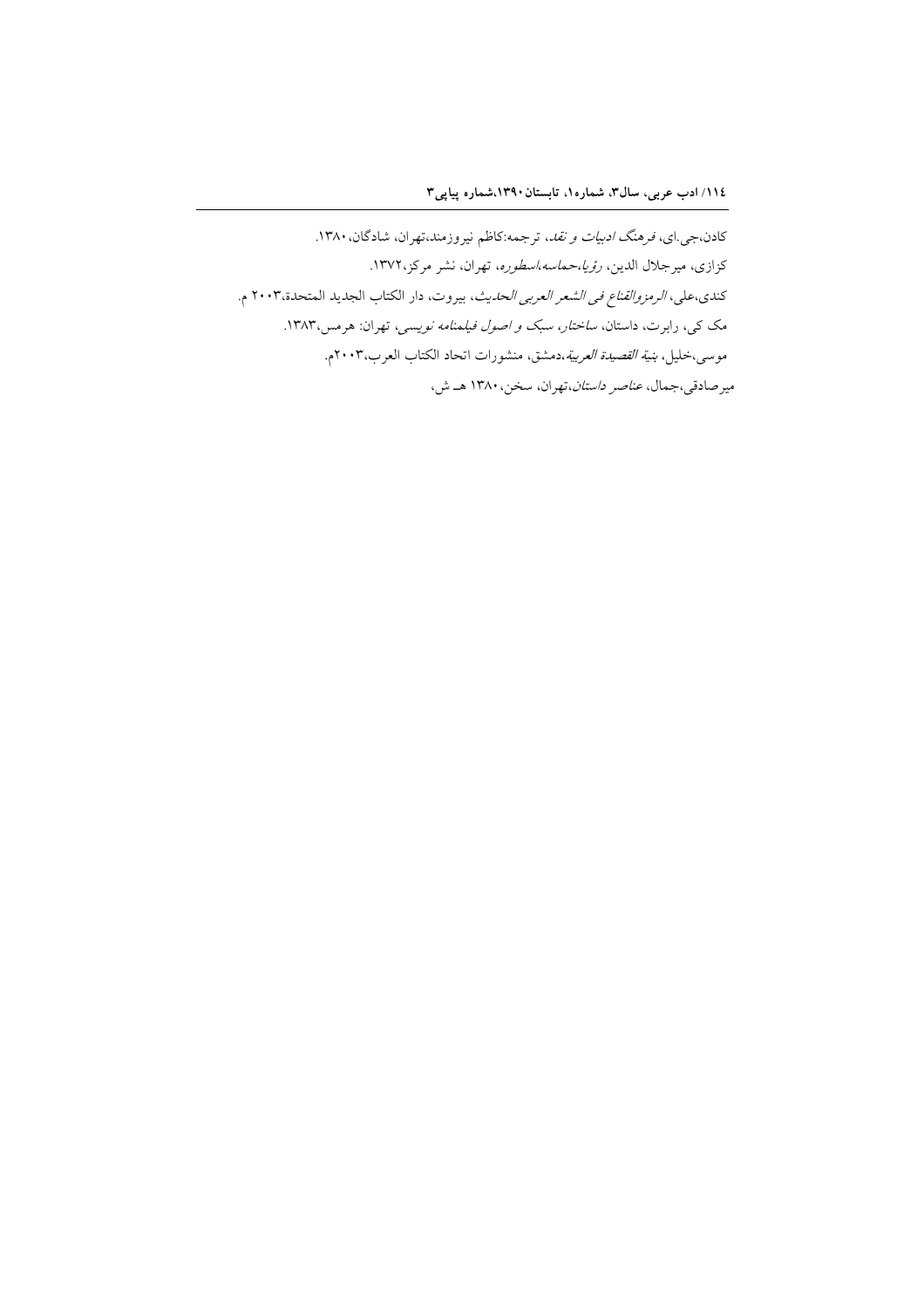کادن،جی.ای، *فرهنگ ادبیات و نقد*، ترجمه:کاظم نیروزمند،تهران، شادگان،۱۳۸۰.

کزازی، میرجلال الدین، *رؤیا،حماسه،اسطوره*، تهران، نشر مرکز،۱۳۷۲.

کندی،علی، *الرمزوالقناع فی الشعر العربی الحدیث*، بیروت، دار الکتاب الجدید المتحدة،۲۰۰۳ م.

مک کی، رابرت، داستان، *ساختار، سبک و اصول فیلمنامه نویسی*، تهران: هرمس،۱۳۸۳.

موسی،خلیل، *بنیة القصیدة العربیة*،دمشق، منشورات اتحاد الکتاب العرب،۲۰۰۳م.

میرصادقی،جمال، *عناصر داستان*،تهران، سخن،۱۳۸۰ هـ ش،